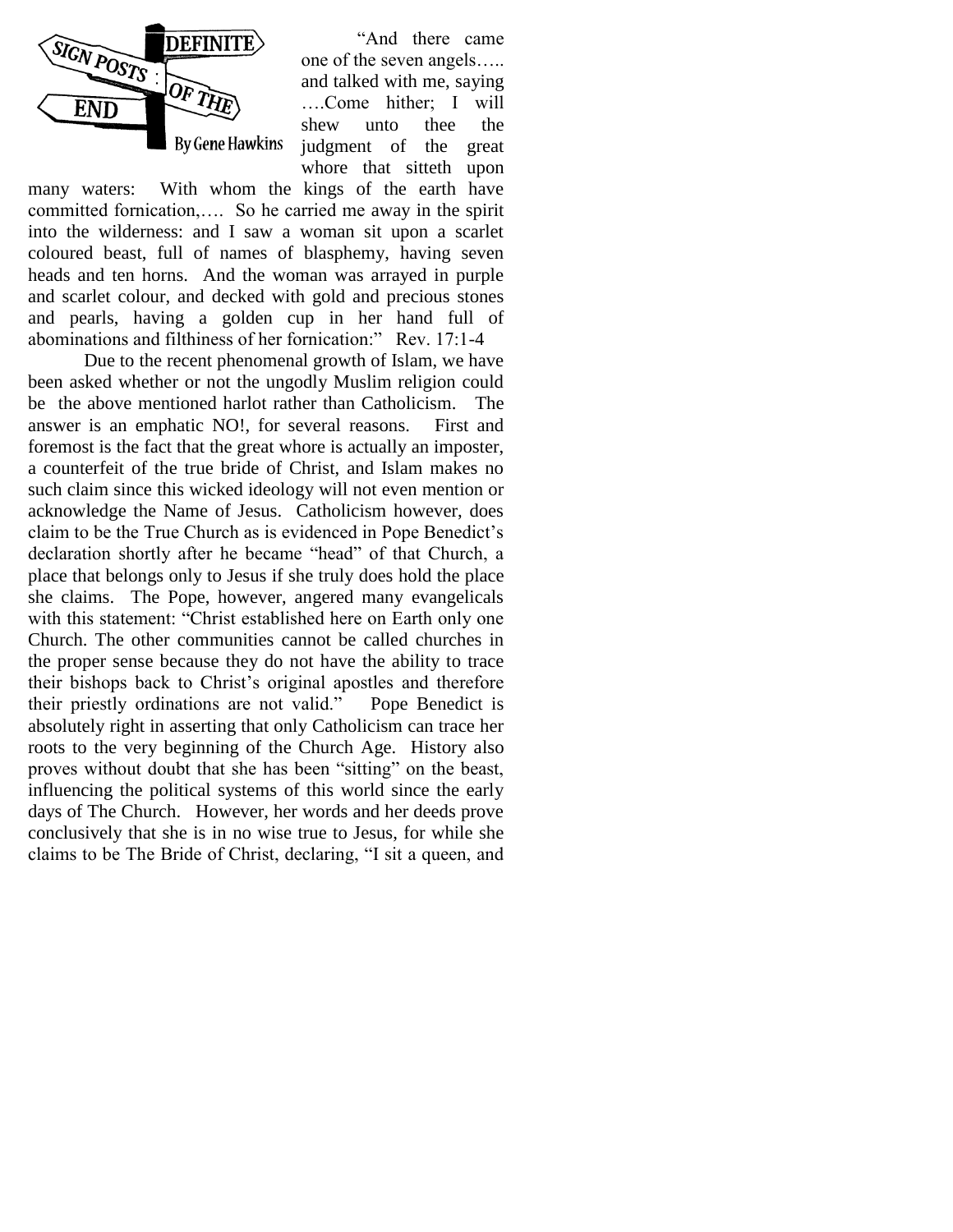# DEFINITE SIGN POSTS: OF THE END

By Gene Hawkins

"And there came one of the seven angels….. and talked with me, saying ….Come hither; I will shew unto thee the judgment of the great whore that sitteth upon many waters: With whom the kings of the earth have committed fornication,…. So he carried me away in the spirit into the wilderness: and I saw a woman sit upon a scarlet coloured beast, full of names of blasphemy, having seven heads and ten horns. And the woman was arrayed in purple and scarlet colour, and decked with gold and precious stones and pearls, having a golden cup in her hand full of abominations and filthiness of her fornication:" Rev. 17:1-4

Due to the recent phenomenal growth of Islam, we have been asked whether or not the ungodly Muslim religion could be the above mentioned harlot rather than Catholicism. The answer is an emphatic NO!, for several reasons. First and foremost is the fact that the great whore is actually an imposter, a counterfeit of the true bride of Christ, and Islam makes no such claim since this wicked ideology will not even mention or acknowledge the Name of Jesus. Catholicism however, does claim to be the True Church as is evidenced in Pope Benedict's declaration shortly after he became "head" of that Church, a place that belongs only to Jesus if she truly does hold the place she claims. The Pope, however, angered many evangelicals with this statement: "Christ established here on Earth only one Church. The other communities cannot be called churches in the proper sense because they do not have the ability to trace their bishops back to Christ's original apostles and therefore their priestly ordinations are not valid." Pope Benedict is absolutely right in asserting that only Catholicism can trace her roots to the very beginning of the Church Age. History also proves without doubt that she has been "sitting" on the beast, influencing the political systems of this world since the early days of The Church. However, her words and her deeds prove conclusively that she is in no wise true to Jesus, for while she claims to be The Bride of Christ, declaring, "I sit a queen, and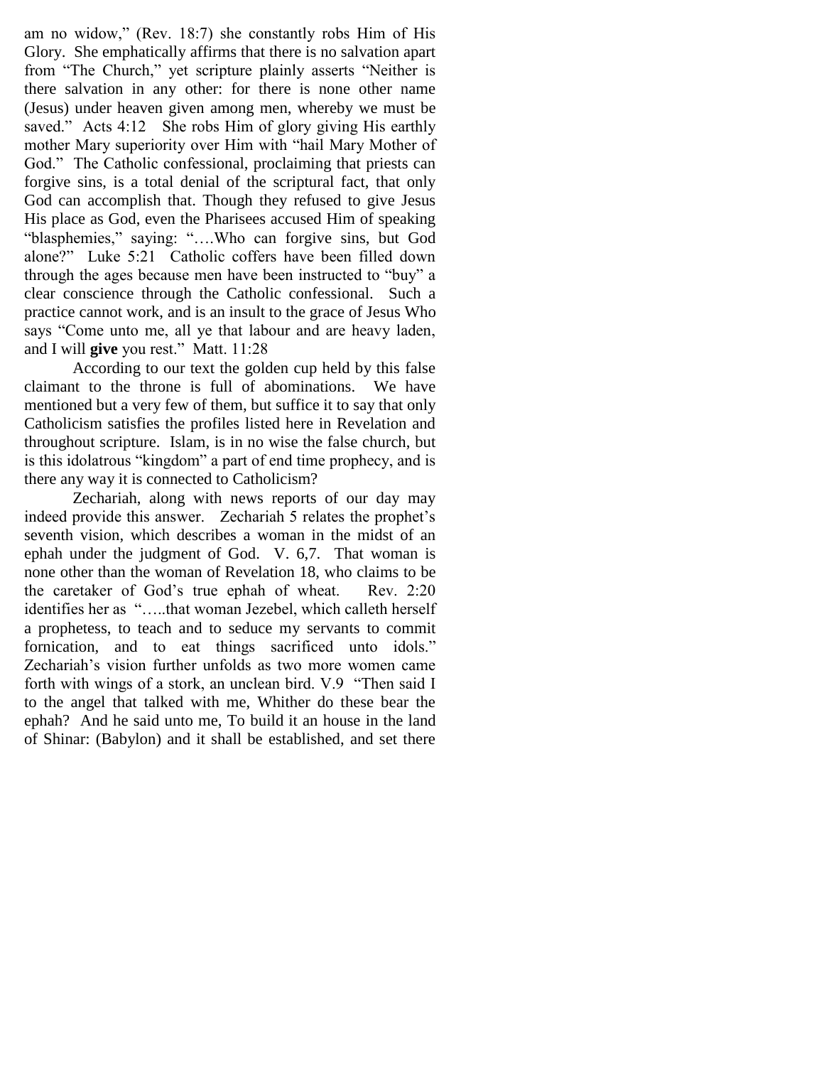am no widow," (Rev. 18:7) she constantly robs Him of His Glory. She emphatically affirms that there is no salvation apart from "The Church," yet scripture plainly asserts "Neither is there salvation in any other: for there is none other name (Jesus) under heaven given among men, whereby we must be saved." Acts 4:12 She robs Him of glory giving His earthly mother Mary superiority over Him with "hail Mary Mother of God." The Catholic confessional, proclaiming that priests can forgive sins, is a total denial of the scriptural fact, that only God can accomplish that. Though they refused to give Jesus His place as God, even the Pharisees accused Him of speaking "blasphemies," saying: "….Who can forgive sins, but God alone?" Luke 5:21 Catholic coffers have been filled down through the ages because men have been instructed to "buy" a clear conscience through the Catholic confessional. Such a practice cannot work, and is an insult to the grace of Jesus Who says "Come unto me, all ye that labour and are heavy laden, and I will **give** you rest." Matt. 11:28

According to our text the golden cup held by this false claimant to the throne is full of abominations. We have mentioned but a very few of them, but suffice it to say that only Catholicism satisfies the profiles listed here in Revelation and throughout scripture. Islam, is in no wise the false church, but is this idolatrous "kingdom" a part of end time prophecy, and is there any way it is connected to Catholicism?

Zechariah, along with news reports of our day may indeed provide this answer. Zechariah 5 relates the prophet's seventh vision, which describes a woman in the midst of an ephah under the judgment of God. V. 6,7. That woman is none other than the woman of Revelation 18, who claims to be the caretaker of God's true ephah of wheat. Rev. 2:20 identifies her as "…..that woman Jezebel, which calleth herself a prophetess, to teach and to seduce my servants to commit fornication, and to eat things sacrificed unto idols." Zechariah's vision further unfolds as two more women came forth with wings of a stork, an unclean bird. V.9 "Then said I to the angel that talked with me, Whither do these bear the ephah? And he said unto me, To build it an house in the land of Shinar: (Babylon) and it shall be established, and set there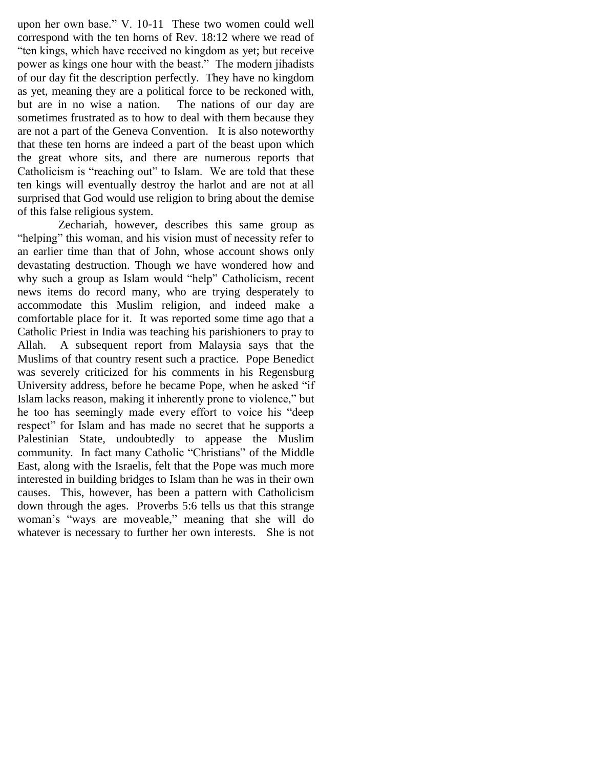upon her own base." V. 10-11 These two women could well correspond with the ten horns of Rev. 18:12 where we read of "ten kings, which have received no kingdom as yet; but receive power as kings one hour with the beast." The modern jihadists of our day fit the description perfectly. They have no kingdom as yet, meaning they are a political force to be reckoned with, but are in no wise a nation. The nations of our day are sometimes frustrated as to how to deal with them because they are not a part of the Geneva Convention. It is also noteworthy that these ten horns are indeed a part of the beast upon which the great whore sits, and there are numerous reports that Catholicism is "reaching out" to Islam. We are told that these ten kings will eventually destroy the harlot and are not at all surprised that God would use religion to bring about the demise of this false religious system.

Zechariah, however, describes this same group as "helping" this woman, and his vision must of necessity refer to an earlier time than that of John, whose account shows only devastating destruction. Though we have wondered how and why such a group as Islam would "help" Catholicism, recent news items do record many, who are trying desperately to accommodate this Muslim religion, and indeed make a comfortable place for it. It was reported some time ago that a Catholic Priest in India was teaching his parishioners to pray to Allah. A subsequent report from Malaysia says that the Muslims of that country resent such a practice. Pope Benedict was severely criticized for his comments in his Regensburg University address, before he became Pope, when he asked "if Islam lacks reason, making it inherently prone to violence," but he too has seemingly made every effort to voice his "deep respect" for Islam and has made no secret that he supports a Palestinian State, undoubtedly to appease the Muslim community. In fact many Catholic "Christians" of the Middle East, along with the Israelis, felt that the Pope was much more interested in building bridges to Islam than he was in their own causes. This, however, has been a pattern with Catholicism down through the ages. Proverbs 5:6 tells us that this strange woman's "ways are moveable," meaning that she will do whatever is necessary to further her own interests. She is not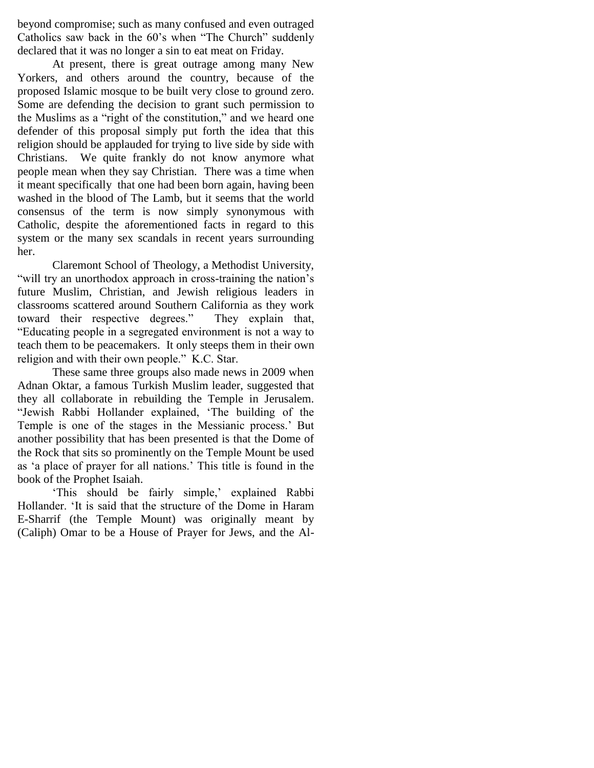beyond compromise; such as many confused and even outraged Catholics saw back in the 60's when "The Church" suddenly declared that it was no longer a sin to eat meat on Friday.

At present, there is great outrage among many New Yorkers, and others around the country, because of the proposed Islamic mosque to be built very close to ground zero. Some are defending the decision to grant such permission to the Muslims as a "right of the constitution," and we heard one defender of this proposal simply put forth the idea that this religion should be applauded for trying to live side by side with Christians. We quite frankly do not know anymore what people mean when they say Christian. There was a time when it meant specifically that one had been born again, having been washed in the blood of The Lamb, but it seems that the world consensus of the term is now simply synonymous with Catholic, despite the aforementioned facts in regard to this system or the many sex scandals in recent years surrounding her.

Claremont School of Theology, a Methodist University, "will try an unorthodox approach in cross-training the nation's future Muslim, Christian, and Jewish religious leaders in classrooms scattered around Southern California as they work toward their respective degrees." They explain that, "Educating people in a segregated environment is not a way to teach them to be peacemakers. It only steeps them in their own religion and with their own people." K.C. Star.

These same three groups also made news in 2009 when Adnan Oktar, a famous Turkish Muslim leader, suggested that they all collaborate in rebuilding the Temple in Jerusalem. "Jewish Rabbi Hollander explained, 'The building of the Temple is one of the stages in the Messianic process.' But another possibility that has been presented is that the Dome of the Rock that sits so prominently on the Temple Mount be used as 'a place of prayer for all nations.' This title is found in the book of the Prophet Isaiah.

'This should be fairly simple,' explained Rabbi Hollander. 'It is said that the structure of the Dome in Haram E-Sharrif (the Temple Mount) was originally meant by (Caliph) Omar to be a House of Prayer for Jews, and the Al-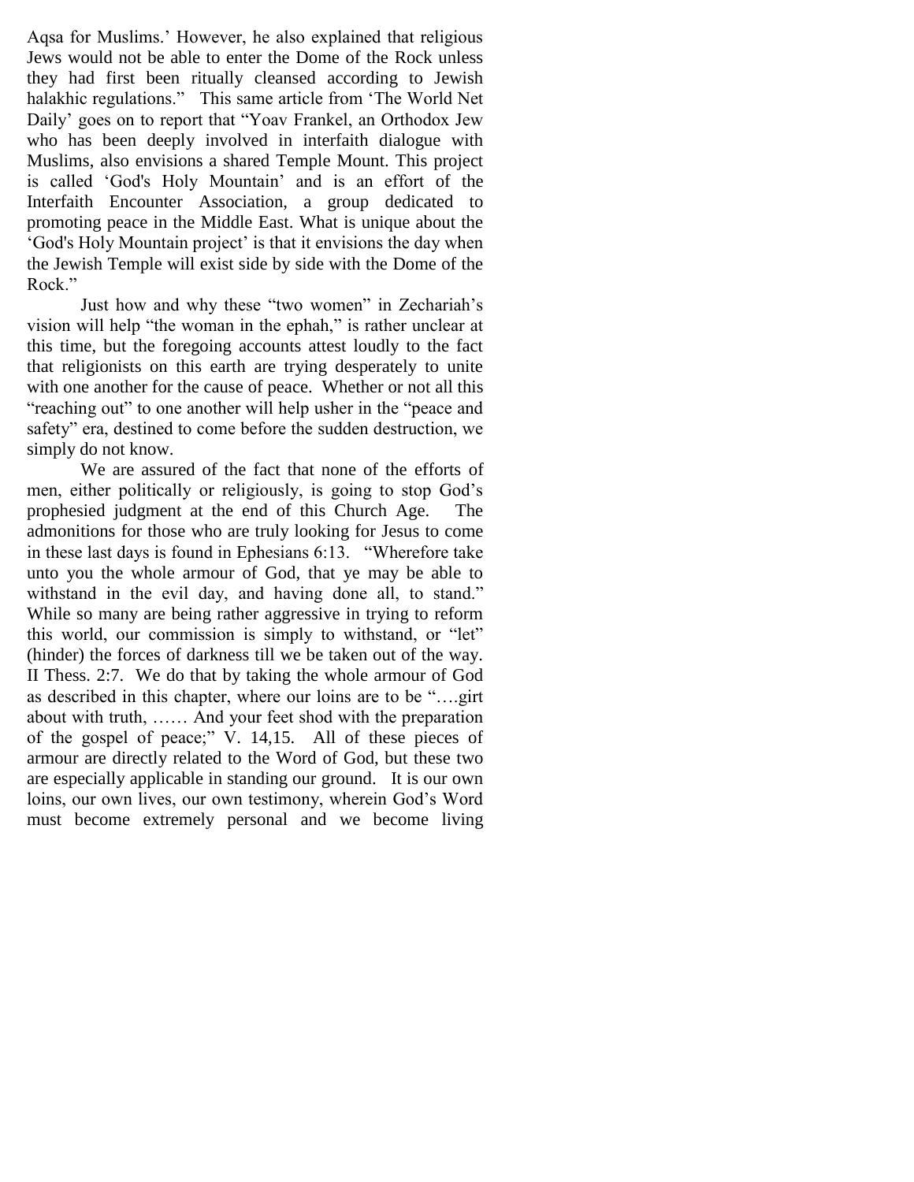Aqsa for Muslims.' However, he also explained that religious Jews would not be able to enter the Dome of the Rock unless they had first been ritually cleansed according to Jewish halakhic regulations." This same article from 'The World Net Daily' goes on to report that "Yoav Frankel, an Orthodox Jew who has been deeply involved in interfaith dialogue with Muslims, also envisions a shared Temple Mount. This project is called 'God's Holy Mountain' and is an effort of the Interfaith Encounter Association, a group dedicated to promoting peace in the Middle East. What is unique about the 'God's Holy Mountain project' is that it envisions the day when the Jewish Temple will exist side by side with the Dome of the Rock."

Just how and why these "two women" in Zechariah's vision will help "the woman in the ephah," is rather unclear at this time, but the foregoing accounts attest loudly to the fact that religionists on this earth are trying desperately to unite with one another for the cause of peace. Whether or not all this "reaching out" to one another will help usher in the "peace and safety" era, destined to come before the sudden destruction, we simply do not know.

We are assured of the fact that none of the efforts of men, either politically or religiously, is going to stop God's prophesied judgment at the end of this Church Age. The admonitions for those who are truly looking for Jesus to come in these last days is found in Ephesians 6:13. "Wherefore take unto you the whole armour of God, that ye may be able to withstand in the evil day, and having done all, to stand." While so many are being rather aggressive in trying to reform this world, our commission is simply to withstand, or "let" (hinder) the forces of darkness till we be taken out of the way. II Thess. 2:7. We do that by taking the whole armour of God as described in this chapter, where our loins are to be "….girt about with truth, …… And your feet shod with the preparation of the gospel of peace;" V. 14,15. All of these pieces of armour are directly related to the Word of God, but these two are especially applicable in standing our ground. It is our own loins, our own lives, our own testimony, wherein God's Word must become extremely personal and we become living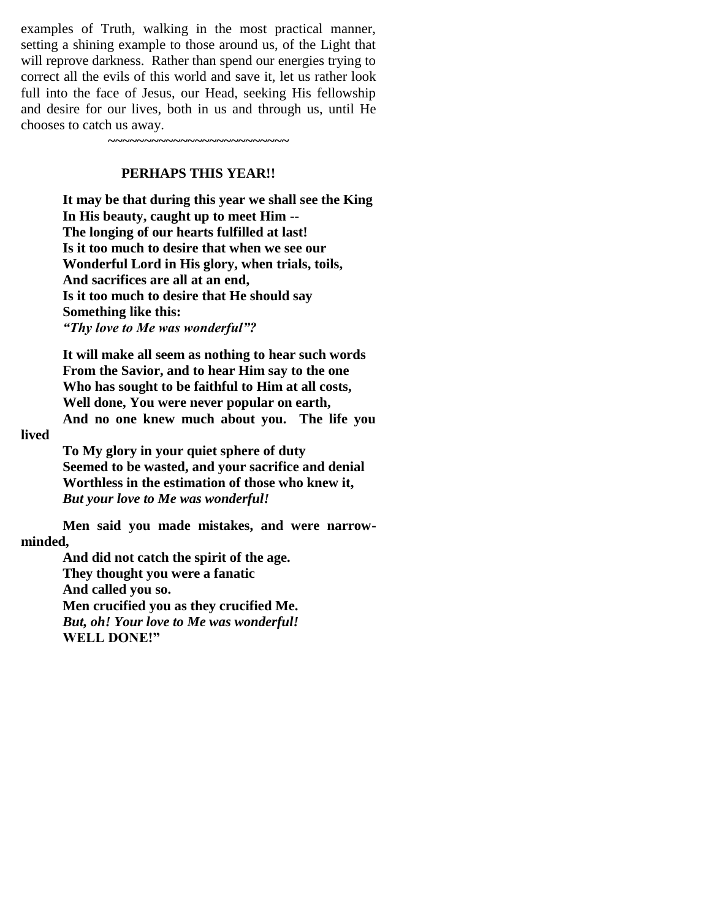examples of Truth, walking in the most practical manner, setting a shining example to those around us, of the Light that will reprove darkness. Rather than spend our energies trying to correct all the evils of this world and save it, let us rather look full into the face of Jesus, our Head, seeking His fellowship and desire for our lives, both in us and through us, until He chooses to catch us away.

~~~~~~~~~~~~~~~~~~~~~~~~~

## PERHAPS THIS YEAR!!

**It may be that during this year we shall see the King**
**In His beauty, caught up to meet Him --**
**The longing of our hearts fulfilled at last!**
**Is it too much to desire that when we see our**
**Wonderful Lord in His glory, when trials, toils,**
**And sacrifices are all at an end,**
**Is it too much to desire that He should say**
**Something like this:**
***"Thy love to Me was wonderful"?***

**It will make all seem as nothing to hear such words**
**From the Savior, and to hear Him say to the one**
**Who has sought to be faithful to Him at all costs,**
**Well done, You were never popular on earth,**
**And no one knew much about you. The life you lived**
**To My glory in your quiet sphere of duty**
**Seemed to be wasted, and your sacrifice and denial**
**Worthless in the estimation of those who knew it,**
***But your love to Me was wonderful!***

**Men said you made mistakes, and were narrow-minded,**
**And did not catch the spirit of the age.**
**They thought you were a fanatic**
**And called you so.**
**Men crucified you as they crucified Me.**
***But, oh! Your love to Me was wonderful!***
**WELL DONE!"**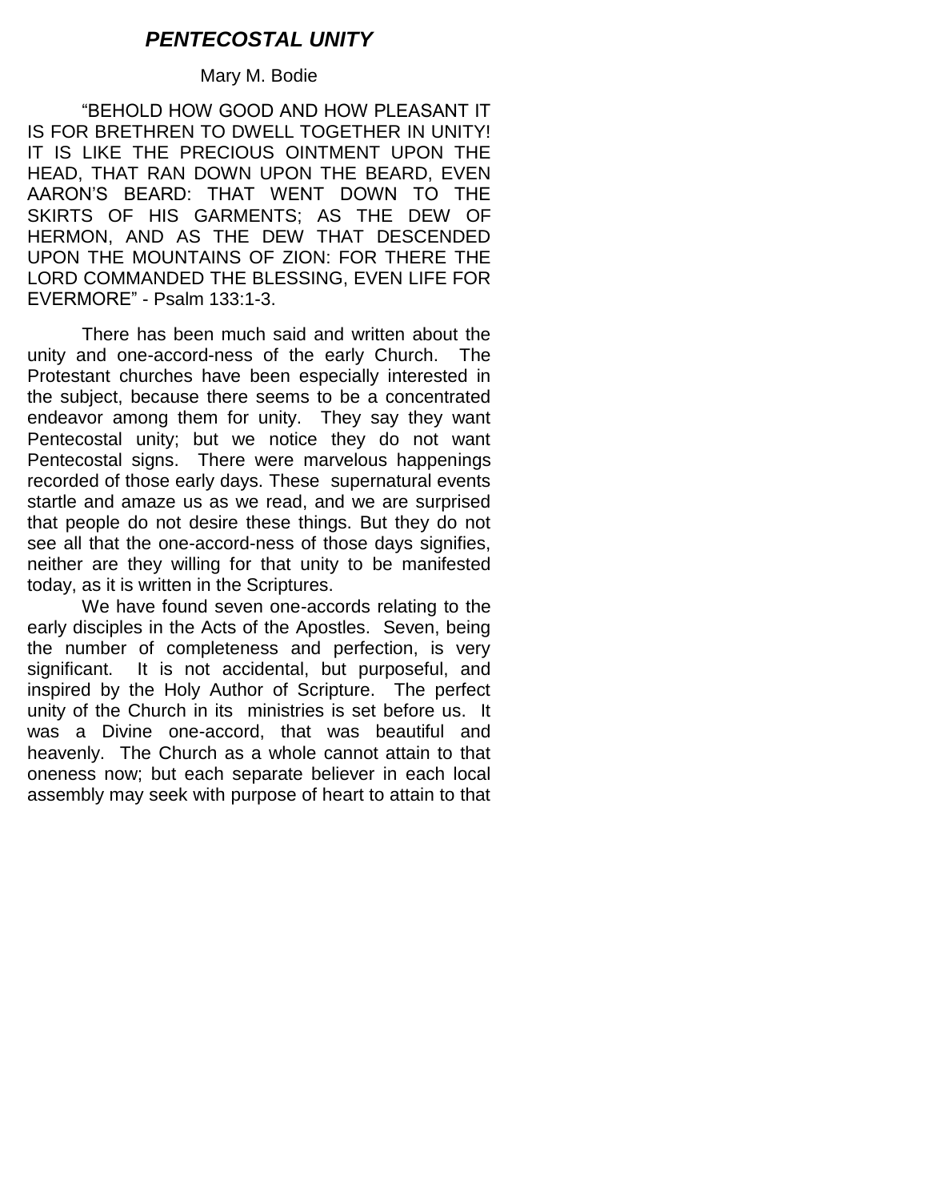# ***PENTECOSTAL UNITY***

Mary M. Bodie

"BEHOLD HOW GOOD AND HOW PLEASANT IT IS FOR BRETHREN TO DWELL TOGETHER IN UNITY! IT IS LIKE THE PRECIOUS OINTMENT UPON THE HEAD, THAT RAN DOWN UPON THE BEARD, EVEN AARON'S BEARD: THAT WENT DOWN TO THE SKIRTS OF HIS GARMENTS; AS THE DEW OF HERMON, AND AS THE DEW THAT DESCENDED UPON THE MOUNTAINS OF ZION: FOR THERE THE LORD COMMANDED THE BLESSING, EVEN LIFE FOR EVERMORE" - Psalm 133:1-3.

There has been much said and written about the unity and one-accord-ness of the early Church. The Protestant churches have been especially interested in the subject, because there seems to be a concentrated endeavor among them for unity. They say they want Pentecostal unity; but we notice they do not want Pentecostal signs. There were marvelous happenings recorded of those early days. These supernatural events startle and amaze us as we read, and we are surprised that people do not desire these things. But they do not see all that the one-accord-ness of those days signifies, neither are they willing for that unity to be manifested today, as it is written in the Scriptures.

We have found seven one-accords relating to the early disciples in the Acts of the Apostles. Seven, being the number of completeness and perfection, is very significant. It is not accidental, but purposeful, and inspired by the Holy Author of Scripture. The perfect unity of the Church in its ministries is set before us. It was a Divine one-accord, that was beautiful and heavenly. The Church as a whole cannot attain to that oneness now; but each separate believer in each local assembly may seek with purpose of heart to attain to that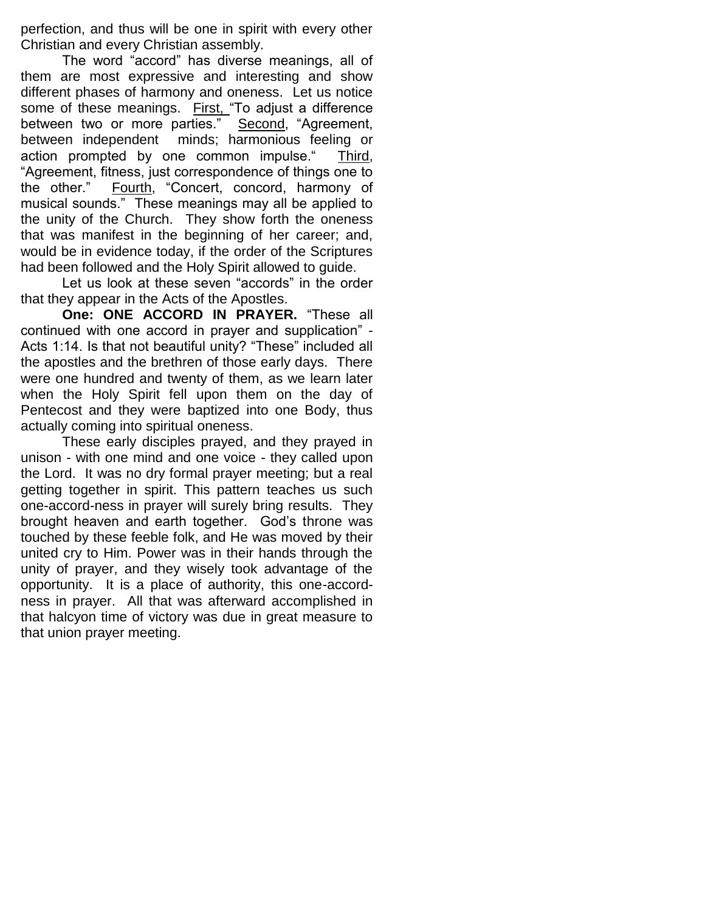perfection, and thus will be one in spirit with every other Christian and every Christian assembly.

The word “accord” has diverse meanings, all of them are most expressive and interesting and show different phases of harmony and oneness. Let us notice some of these meanings. First, “To adjust a difference between two or more parties.” Second, “Agreement, between independent minds; harmonious feeling or action prompted by one common impulse.“ Third, “Agreement, fitness, just correspondence of things one to the other.” Fourth, “Concert, concord, harmony of musical sounds.” These meanings may all be applied to the unity of the Church. They show forth the oneness that was manifest in the beginning of her career; and, would be in evidence today, if the order of the Scriptures had been followed and the Holy Spirit allowed to guide.

Let us look at these seven “accords” in the order that they appear in the Acts of the Apostles.

**One: ONE ACCORD IN PRAYER.** “These all continued with one accord in prayer and supplication” - Acts 1:14. Is that not beautiful unity? “These” included all the apostles and the brethren of those early days. There were one hundred and twenty of them, as we learn later when the Holy Spirit fell upon them on the day of Pentecost and they were baptized into one Body, thus actually coming into spiritual oneness.

These early disciples prayed, and they prayed in unison - with one mind and one voice - they called upon the Lord. It was no dry formal prayer meeting; but a real getting together in spirit. This pattern teaches us such one-accord-ness in prayer will surely bring results. They brought heaven and earth together. God’s throne was touched by these feeble folk, and He was moved by their united cry to Him. Power was in their hands through the unity of prayer, and they wisely took advantage of the opportunity. It is a place of authority, this one-accord-ness in prayer. All that was afterward accomplished in that halcyon time of victory was due in great measure to that union prayer meeting.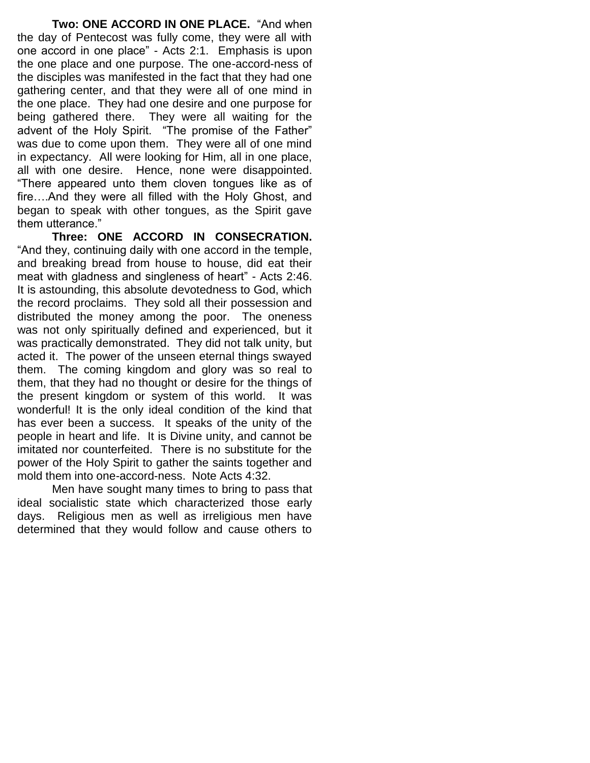**Two: ONE ACCORD IN ONE PLACE.** "And when the day of Pentecost was fully come, they were all with one accord in one place" - Acts 2:1. Emphasis is upon the one place and one purpose. The one-accord-ness of the disciples was manifested in the fact that they had one gathering center, and that they were all of one mind in the one place. They had one desire and one purpose for being gathered there. They were all waiting for the advent of the Holy Spirit. "The promise of the Father" was due to come upon them. They were all of one mind in expectancy. All were looking for Him, all in one place, all with one desire. Hence, none were disappointed. "There appeared unto them cloven tongues like as of fire….And they were all filled with the Holy Ghost, and began to speak with other tongues, as the Spirit gave them utterance."

**Three: ONE ACCORD IN CONSECRATION.** "And they, continuing daily with one accord in the temple, and breaking bread from house to house, did eat their meat with gladness and singleness of heart" - Acts 2:46. It is astounding, this absolute devotedness to God, which the record proclaims. They sold all their possession and distributed the money among the poor. The oneness was not only spiritually defined and experienced, but it was practically demonstrated. They did not talk unity, but acted it. The power of the unseen eternal things swayed them. The coming kingdom and glory was so real to them, that they had no thought or desire for the things of the present kingdom or system of this world. It was wonderful! It is the only ideal condition of the kind that has ever been a success. It speaks of the unity of the people in heart and life. It is Divine unity, and cannot be imitated nor counterfeited. There is no substitute for the power of the Holy Spirit to gather the saints together and mold them into one-accord-ness. Note Acts 4:32.

Men have sought many times to bring to pass that ideal socialistic state which characterized those early days. Religious men as well as irreligious men have determined that they would follow and cause others to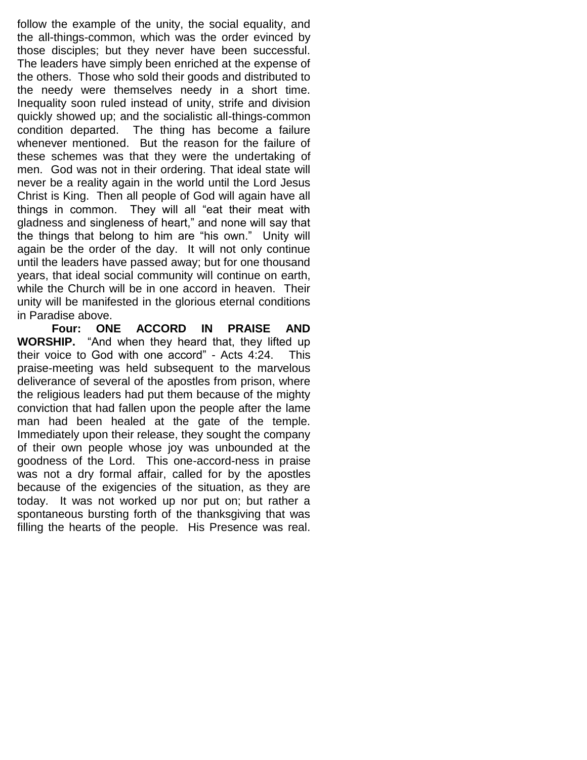follow the example of the unity, the social equality, and the all-things-common, which was the order evinced by those disciples; but they never have been successful. The leaders have simply been enriched at the expense of the others. Those who sold their goods and distributed to the needy were themselves needy in a short time. Inequality soon ruled instead of unity, strife and division quickly showed up; and the socialistic all-things-common condition departed. The thing has become a failure whenever mentioned. But the reason for the failure of these schemes was that they were the undertaking of men. God was not in their ordering. That ideal state will never be a reality again in the world until the Lord Jesus Christ is King. Then all people of God will again have all things in common. They will all "eat their meat with gladness and singleness of heart," and none will say that the things that belong to him are "his own." Unity will again be the order of the day. It will not only continue until the leaders have passed away; but for one thousand years, that ideal social community will continue on earth, while the Church will be in one accord in heaven. Their unity will be manifested in the glorious eternal conditions in Paradise above.

**Four: ONE ACCORD IN PRAISE AND WORSHIP.** "And when they heard that, they lifted up their voice to God with one accord" - Acts 4:24. This praise-meeting was held subsequent to the marvelous deliverance of several of the apostles from prison, where the religious leaders had put them because of the mighty conviction that had fallen upon the people after the lame man had been healed at the gate of the temple. Immediately upon their release, they sought the company of their own people whose joy was unbounded at the goodness of the Lord. This one-accord-ness in praise was not a dry formal affair, called for by the apostles because of the exigencies of the situation, as they are today. It was not worked up nor put on; but rather a spontaneous bursting forth of the thanksgiving that was filling the hearts of the people. His Presence was real.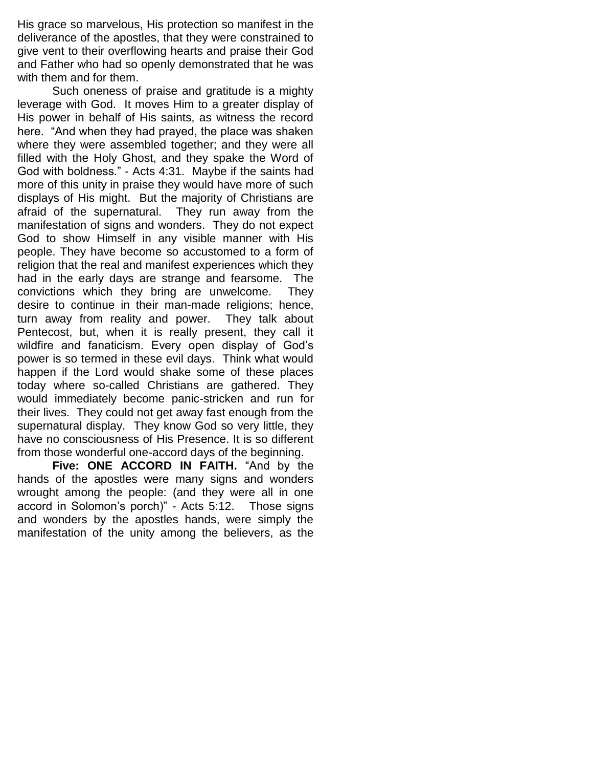His grace so marvelous, His protection so manifest in the deliverance of the apostles, that they were constrained to give vent to their overflowing hearts and praise their God and Father who had so openly demonstrated that he was with them and for them.

Such oneness of praise and gratitude is a mighty leverage with God. It moves Him to a greater display of His power in behalf of His saints, as witness the record here. "And when they had prayed, the place was shaken where they were assembled together; and they were all filled with the Holy Ghost, and they spake the Word of God with boldness." - Acts 4:31. Maybe if the saints had more of this unity in praise they would have more of such displays of His might. But the majority of Christians are afraid of the supernatural. They run away from the manifestation of signs and wonders. They do not expect God to show Himself in any visible manner with His people. They have become so accustomed to a form of religion that the real and manifest experiences which they had in the early days are strange and fearsome. The convictions which they bring are unwelcome. They desire to continue in their man-made religions; hence, turn away from reality and power. They talk about Pentecost, but, when it is really present, they call it wildfire and fanaticism. Every open display of God's power is so termed in these evil days. Think what would happen if the Lord would shake some of these places today where so-called Christians are gathered. They would immediately become panic-stricken and run for their lives. They could not get away fast enough from the supernatural display. They know God so very little, they have no consciousness of His Presence. It is so different from those wonderful one-accord days of the beginning.

**Five: ONE ACCORD IN FAITH.** "And by the hands of the apostles were many signs and wonders wrought among the people: (and they were all in one accord in Solomon's porch)" - Acts 5:12. Those signs and wonders by the apostles hands, were simply the manifestation of the unity among the believers, as the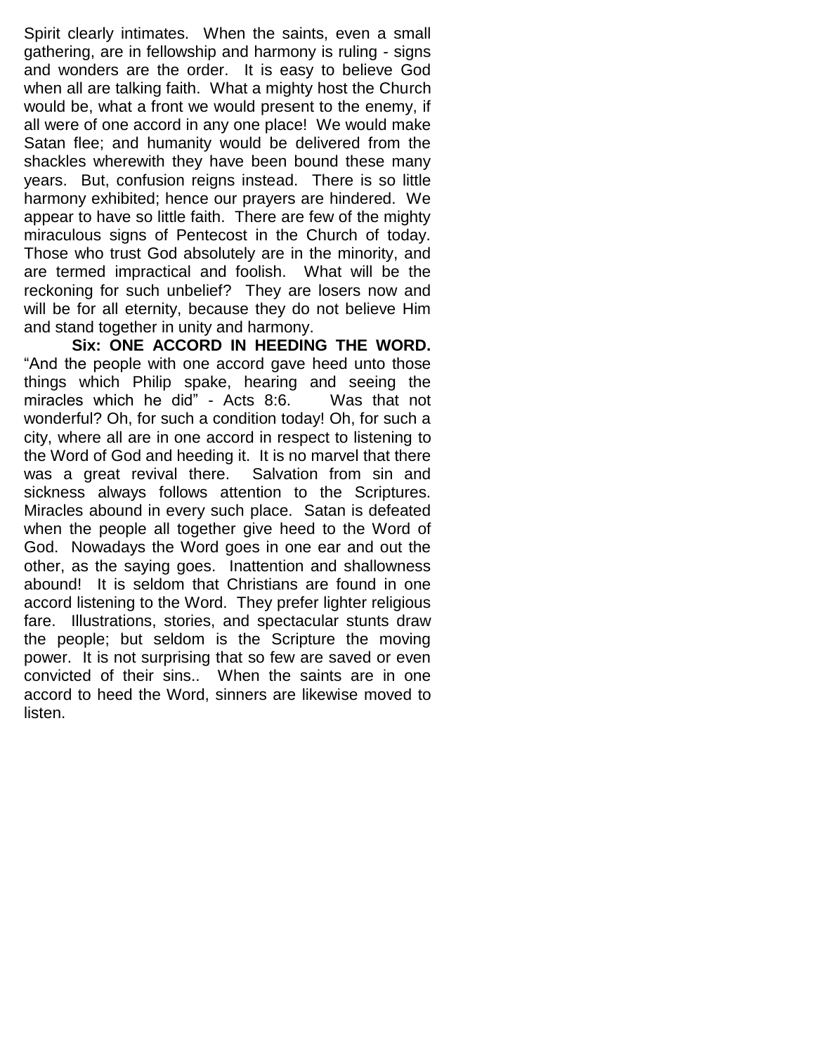Spirit clearly intimates. When the saints, even a small gathering, are in fellowship and harmony is ruling - signs and wonders are the order. It is easy to believe God when all are talking faith. What a mighty host the Church would be, what a front we would present to the enemy, if all were of one accord in any one place! We would make Satan flee; and humanity would be delivered from the shackles wherewith they have been bound these many years. But, confusion reigns instead. There is so little harmony exhibited; hence our prayers are hindered. We appear to have so little faith. There are few of the mighty miraculous signs of Pentecost in the Church of today. Those who trust God absolutely are in the minority, and are termed impractical and foolish. What will be the reckoning for such unbelief? They are losers now and will be for all eternity, because they do not believe Him and stand together in unity and harmony.

**Six: ONE ACCORD IN HEEDING THE WORD.** "And the people with one accord gave heed unto those things which Philip spake, hearing and seeing the miracles which he did" - Acts 8:6. Was that not wonderful? Oh, for such a condition today! Oh, for such a city, where all are in one accord in respect to listening to the Word of God and heeding it. It is no marvel that there was a great revival there. Salvation from sin and sickness always follows attention to the Scriptures. Miracles abound in every such place. Satan is defeated when the people all together give heed to the Word of God. Nowadays the Word goes in one ear and out the other, as the saying goes. Inattention and shallowness abound! It is seldom that Christians are found in one accord listening to the Word. They prefer lighter religious fare. Illustrations, stories, and spectacular stunts draw the people; but seldom is the Scripture the moving power. It is not surprising that so few are saved or even convicted of their sins.. When the saints are in one accord to heed the Word, sinners are likewise moved to listen.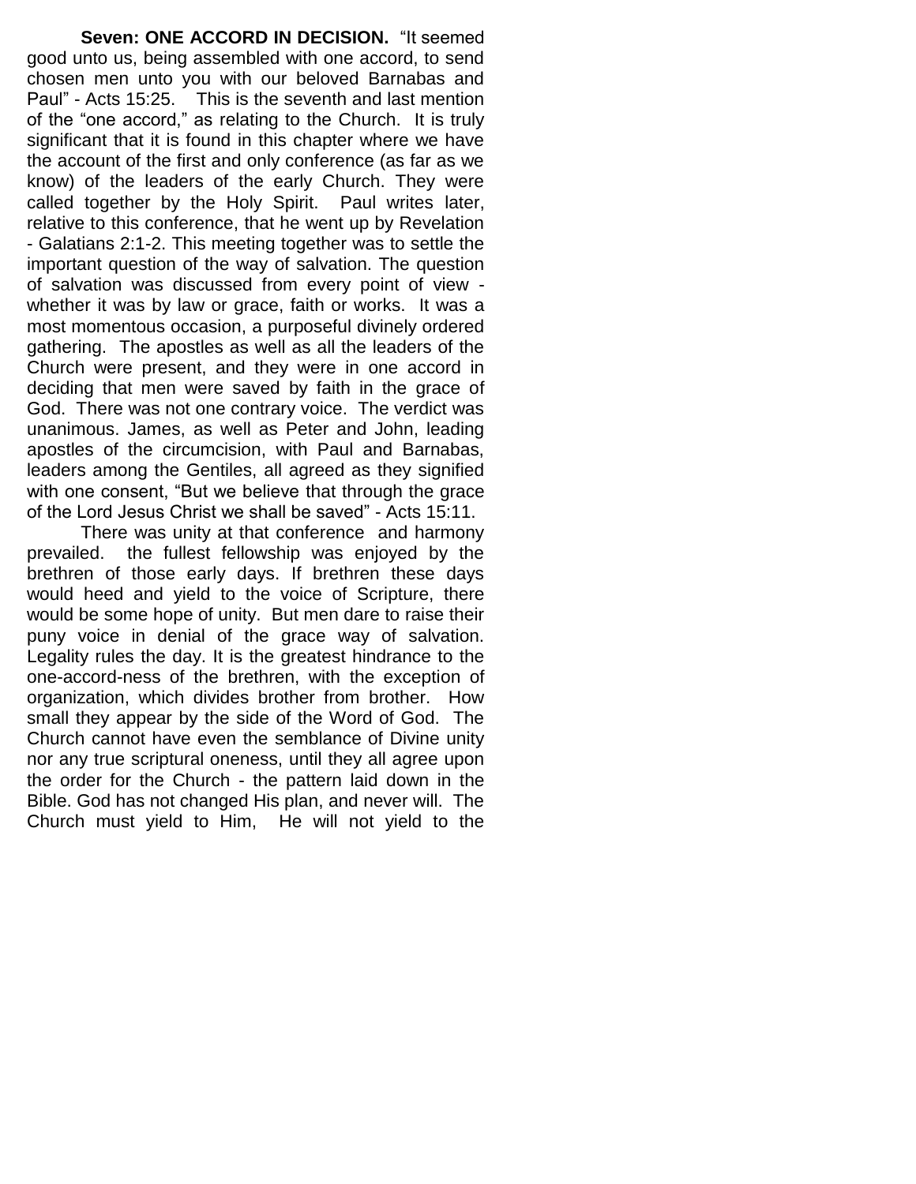**Seven: ONE ACCORD IN DECISION.** "It seemed good unto us, being assembled with one accord, to send chosen men unto you with our beloved Barnabas and Paul" - Acts 15:25. This is the seventh and last mention of the "one accord," as relating to the Church. It is truly significant that it is found in this chapter where we have the account of the first and only conference (as far as we know) of the leaders of the early Church. They were called together by the Holy Spirit. Paul writes later, relative to this conference, that he went up by Revelation - Galatians 2:1-2. This meeting together was to settle the important question of the way of salvation. The question of salvation was discussed from every point of view - whether it was by law or grace, faith or works. It was a most momentous occasion, a purposeful divinely ordered gathering. The apostles as well as all the leaders of the Church were present, and they were in one accord in deciding that men were saved by faith in the grace of God. There was not one contrary voice. The verdict was unanimous. James, as well as Peter and John, leading apostles of the circumcision, with Paul and Barnabas, leaders among the Gentiles, all agreed as they signified with one consent, "But we believe that through the grace of the Lord Jesus Christ we shall be saved" - Acts 15:11.

There was unity at that conference and harmony prevailed. the fullest fellowship was enjoyed by the brethren of those early days. If brethren these days would heed and yield to the voice of Scripture, there would be some hope of unity. But men dare to raise their puny voice in denial of the grace way of salvation. Legality rules the day. It is the greatest hindrance to the one-accord-ness of the brethren, with the exception of organization, which divides brother from brother. How small they appear by the side of the Word of God. The Church cannot have even the semblance of Divine unity nor any true scriptural oneness, until they all agree upon the order for the Church - the pattern laid down in the Bible. God has not changed His plan, and never will. The Church must yield to Him, He will not yield to the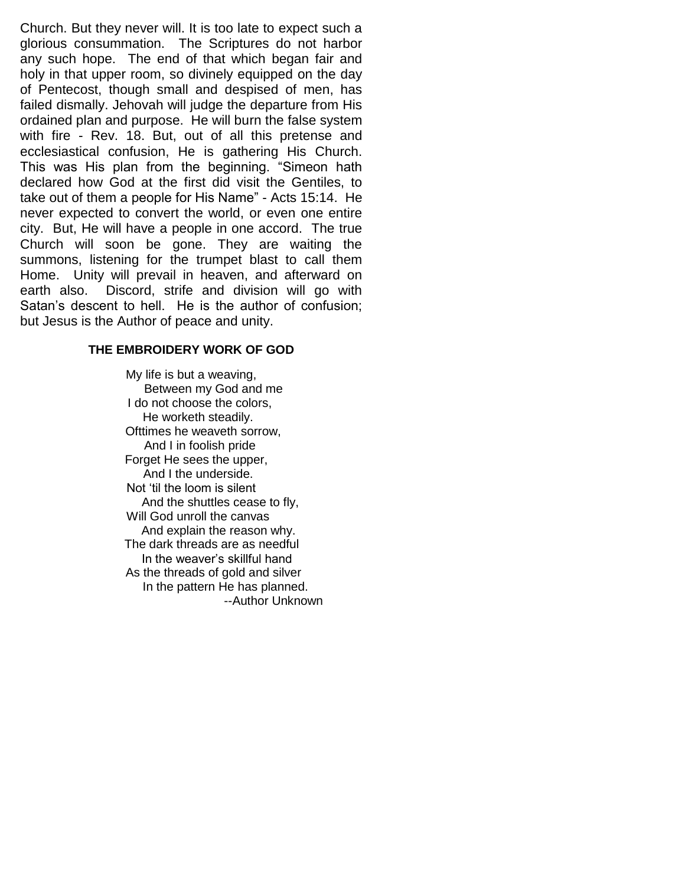Church. But they never will. It is too late to expect such a glorious consummation. The Scriptures do not harbor any such hope. The end of that which began fair and holy in that upper room, so divinely equipped on the day of Pentecost, though small and despised of men, has failed dismally. Jehovah will judge the departure from His ordained plan and purpose. He will burn the false system with fire - Rev. 18. But, out of all this pretense and ecclesiastical confusion, He is gathering His Church. This was His plan from the beginning. "Simeon hath declared how God at the first did visit the Gentiles, to take out of them a people for His Name" - Acts 15:14. He never expected to convert the world, or even one entire city. But, He will have a people in one accord. The true Church will soon be gone. They are waiting the summons, listening for the trumpet blast to call them Home. Unity will prevail in heaven, and afterward on earth also. Discord, strife and division will go with Satan's descent to hell. He is the author of confusion; but Jesus is the Author of peace and unity.

**THE EMBROIDERY WORK OF GOD**

My life is but a weaving,
Between my God and me
I do not choose the colors,
He worketh steadily.
Ofttimes he weaveth sorrow,
And I in foolish pride
Forget He sees the upper,
And I the underside.
Not 'til the loom is silent
And the shuttles cease to fly,
Will God unroll the canvas
And explain the reason why.
The dark threads are as needful
In the weaver's skillful hand
As the threads of gold and silver
In the pattern He has planned.

--Author Unknown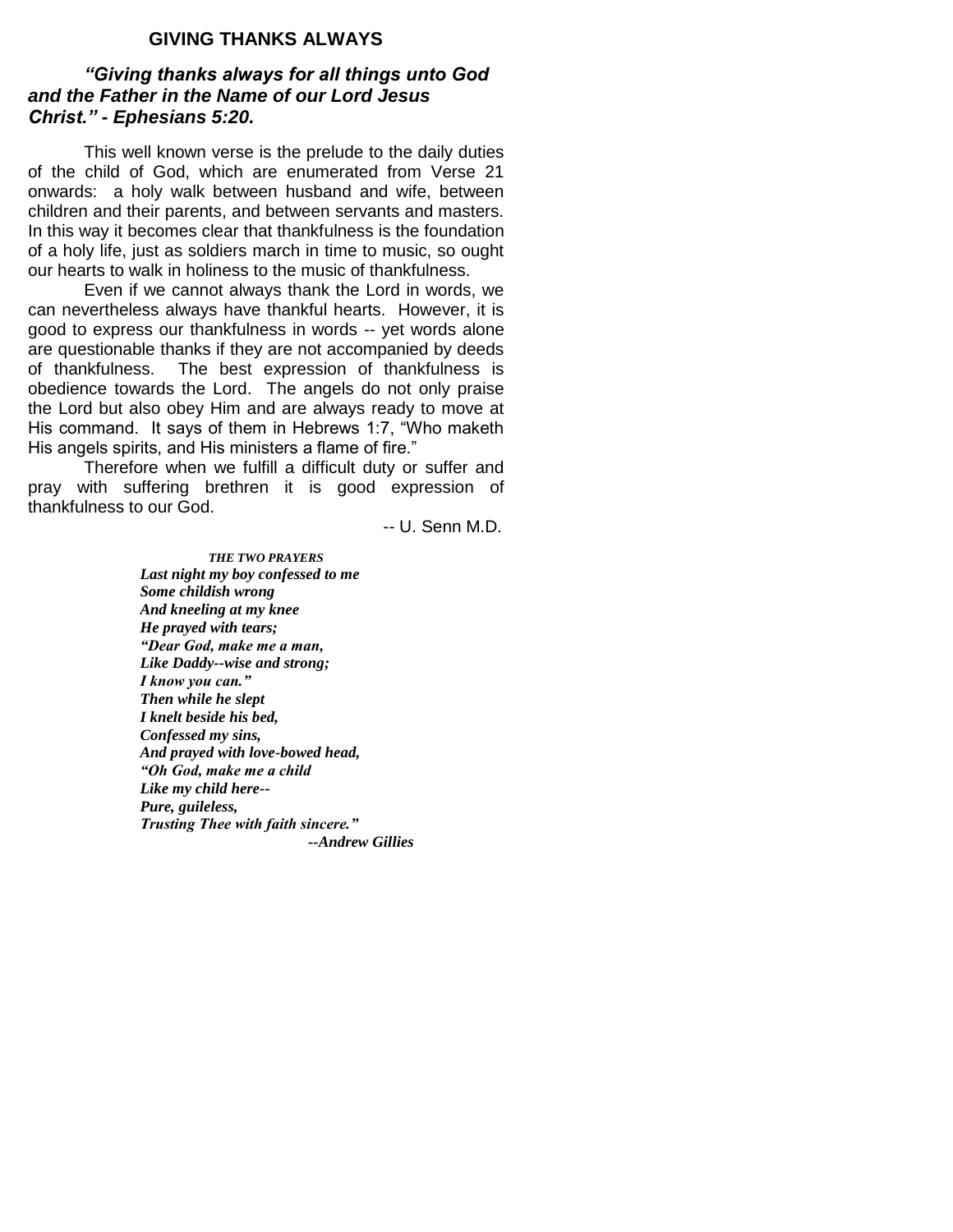## GIVING THANKS ALWAYS

***"Giving thanks always for all things unto God and the Father in the Name of our Lord Jesus Christ." - Ephesians 5:20.***

This well known verse is the prelude to the daily duties of the child of God, which are enumerated from Verse 21 onwards: a holy walk between husband and wife, between children and their parents, and between servants and masters. In this way it becomes clear that thankfulness is the foundation of a holy life, just as soldiers march in time to music, so ought our hearts to walk in holiness to the music of thankfulness.

Even if we cannot always thank the Lord in words, we can nevertheless always have thankful hearts. However, it is good to express our thankfulness in words -- yet words alone are questionable thanks if they are not accompanied by deeds of thankfulness. The best expression of thankfulness is obedience towards the Lord. The angels do not only praise the Lord but also obey Him and are always ready to move at His command. It says of them in Hebrews 1:7, "Who maketh His angels spirits, and His ministers a flame of fire."

Therefore when we fulfill a difficult duty or suffer and pray with suffering brethren it is good expression of thankfulness to our God.

-- U. Senn M.D.

***THE TWO PRAYERS***

***Last night my boy confessed to me***
***Some childish wrong***
***And kneeling at my knee***
***He prayed with tears;***
***"Dear God, make me a man,***
***Like Daddy--wise and strong;***
***I know you can."***
***Then while he slept***
***I knelt beside his bed,***
***Confessed my sins,***
***And prayed with love-bowed head,***
***"Oh God, make me a child***
***Like my child here--***
***Pure, guileless,***
***Trusting Thee with faith sincere."***

***--Andrew Gillies***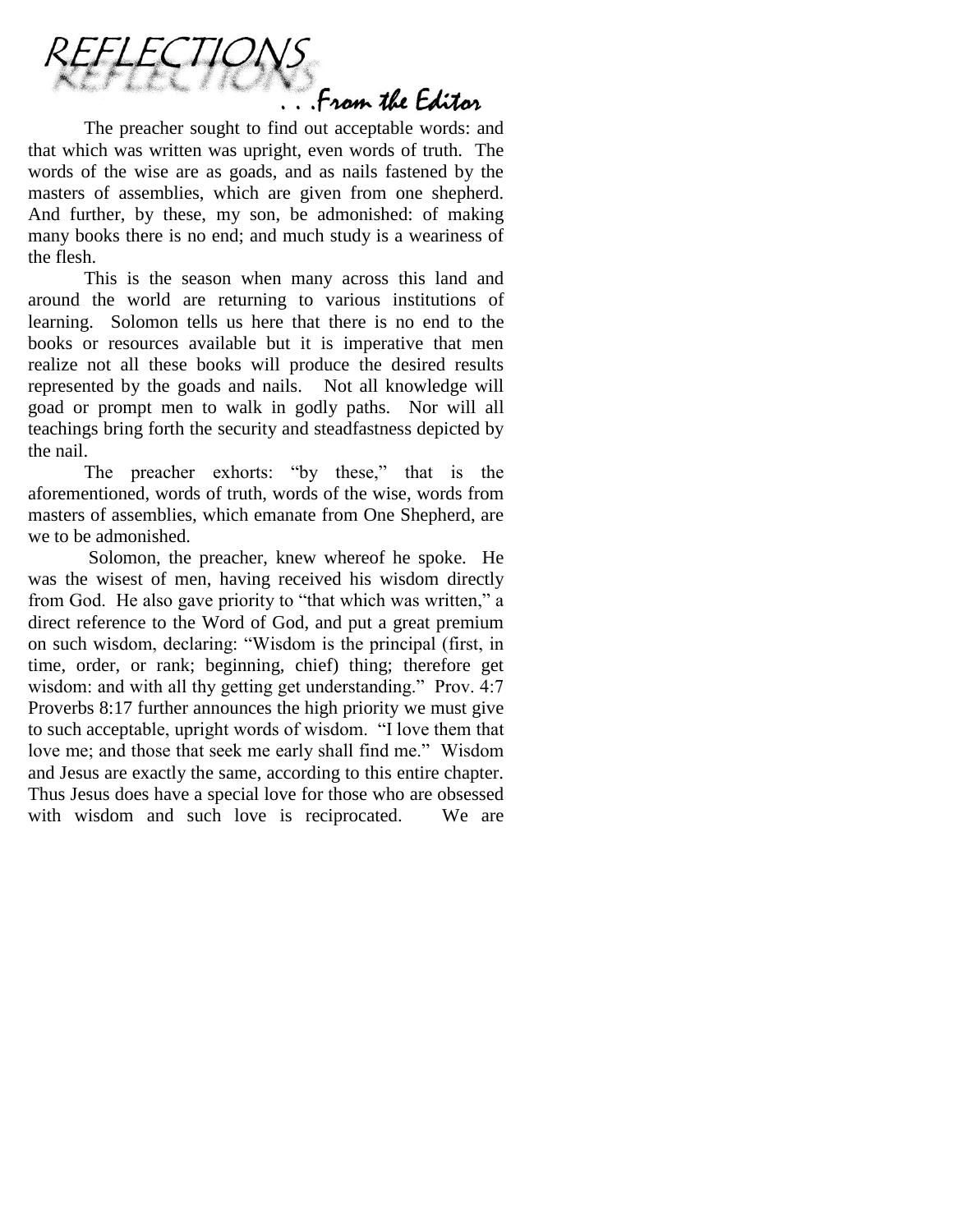# REFLECTIONS

### . . .From the Editor

The preacher sought to find out acceptable words: and that which was written was upright, even words of truth. The words of the wise are as goads, and as nails fastened by the masters of assemblies, which are given from one shepherd. And further, by these, my son, be admonished: of making many books there is no end; and much study is a weariness of the flesh.

This is the season when many across this land and around the world are returning to various institutions of learning. Solomon tells us here that there is no end to the books or resources available but it is imperative that men realize not all these books will produce the desired results represented by the goads and nails. Not all knowledge will goad or prompt men to walk in godly paths. Nor will all teachings bring forth the security and steadfastness depicted by the nail.

The preacher exhorts: "by these," that is the aforementioned, words of truth, words of the wise, words from masters of assemblies, which emanate from One Shepherd, are we to be admonished.

Solomon, the preacher, knew whereof he spoke. He was the wisest of men, having received his wisdom directly from God. He also gave priority to "that which was written," a direct reference to the Word of God, and put a great premium on such wisdom, declaring: "Wisdom is the principal (first, in time, order, or rank; beginning, chief) thing; therefore get wisdom: and with all thy getting get understanding." Prov. 4:7 Proverbs 8:17 further announces the high priority we must give to such acceptable, upright words of wisdom. "I love them that love me; and those that seek me early shall find me." Wisdom and Jesus are exactly the same, according to this entire chapter. Thus Jesus does have a special love for those who are obsessed with wisdom and such love is reciprocated. We are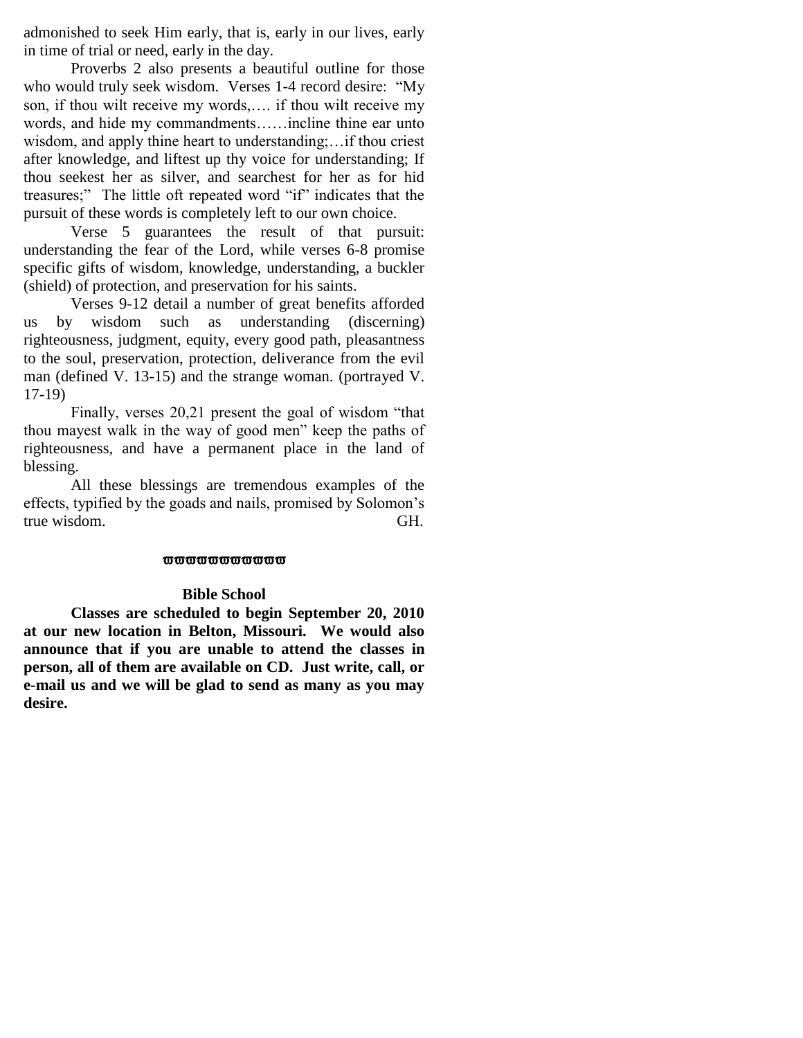admonished to seek Him early, that is, early in our lives, early in time of trial or need, early in the day.

Proverbs 2 also presents a beautiful outline for those who would truly seek wisdom. Verses 1-4 record desire: "My son, if thou wilt receive my words,…. if thou wilt receive my words, and hide my commandments……incline thine ear unto wisdom, and apply thine heart to understanding;…if thou criest after knowledge, and liftest up thy voice for understanding; If thou seekest her as silver, and searchest for her as for hid treasures;" The little oft repeated word "if" indicates that the pursuit of these words is completely left to our own choice.

Verse 5 guarantees the result of that pursuit: understanding the fear of the Lord, while verses 6-8 promise specific gifts of wisdom, knowledge, understanding, a buckler (shield) of protection, and preservation for his saints.

Verses 9-12 detail a number of great benefits afforded us by wisdom such as understanding (discerning) righteousness, judgment, equity, every good path, pleasantness to the soul, preservation, protection, deliverance from the evil man (defined V. 13-15) and the strange woman. (portrayed V. 17-19)

Finally, verses 20,21 present the goal of wisdom "that thou mayest walk in the way of good men" keep the paths of righteousness, and have a permanent place in the land of blessing.

All these blessings are tremendous examples of the effects, typified by the goads and nails, promised by Solomon's true wisdom. GH.

ϖϖϖϖϖϖϖϖϖϖϖ

**Bible School**

**Classes are scheduled to begin September 20, 2010 at our new location in Belton, Missouri. We would also announce that if you are unable to attend the classes in person, all of them are available on CD. Just write, call, or e-mail us and we will be glad to send as many as you may desire.**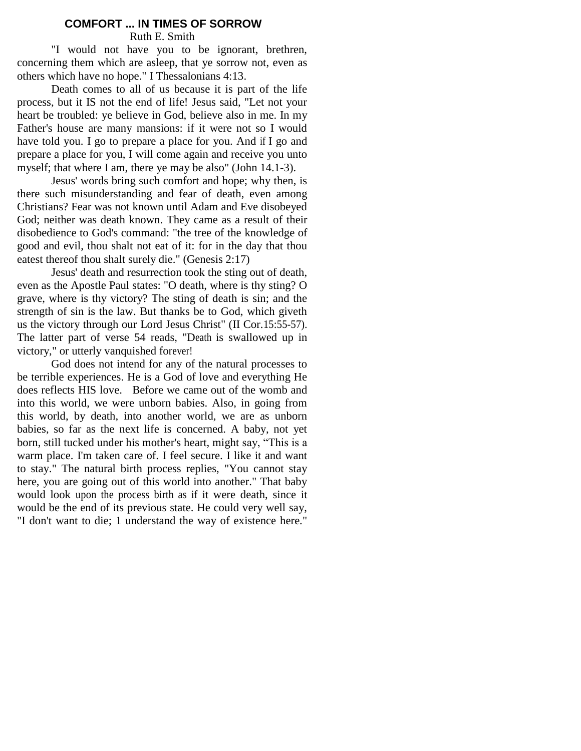# COMFORT ... IN TIMES OF SORROW

Ruth E. Smith

"I would not have you to be ignorant, brethren, concerning them which are asleep, that ye sorrow not, even as others which have no hope." I Thessalonians 4:13.

Death comes to all of us because it is part of the life process, but it IS not the end of life! Jesus said, "Let not your heart be troubled: ye believe in God, believe also in me. In my Father's house are many mansions: if it were not so I would have told you. I go to prepare a place for you. And if I go and prepare a place for you, I will come again and receive you unto myself; that where I am, there ye may be also" (John 14.1-3).

Jesus' words bring such comfort and hope; why then, is there such misunderstanding and fear of death, even among Christians? Fear was not known until Adam and Eve disobeyed God; neither was death known. They came as a result of their disobedience to God's command: "the tree of the knowledge of good and evil, thou shalt not eat of it: for in the day that thou eatest thereof thou shalt surely die." (Genesis 2:17)

Jesus' death and resurrection took the sting out of death, even as the Apostle Paul states: "O death, where is thy sting? O grave, where is thy victory? The sting of death is sin; and the strength of sin is the law. But thanks be to God, which giveth us the victory through our Lord Jesus Christ" (II Cor.15:55-57). The latter part of verse 54 reads, "Death is swallowed up in victory," or utterly vanquished forever!

God does not intend for any of the natural processes to be terrible experiences. He is a God of love and everything He does reflects HIS love. Before we came out of the womb and into this world, we were unborn babies. Also, in going from this world, by death, into another world, we are as unborn babies, so far as the next life is concerned. A baby, not yet born, still tucked under his mother's heart, might say, "This is a warm place. I'm taken care of. I feel secure. I like it and want to stay." The natural birth process replies, "You cannot stay here, you are going out of this world into another." That baby would look upon the process birth as if it were death, since it would be the end of its previous state. He could very well say, "I don't want to die; 1 understand the way of existence here."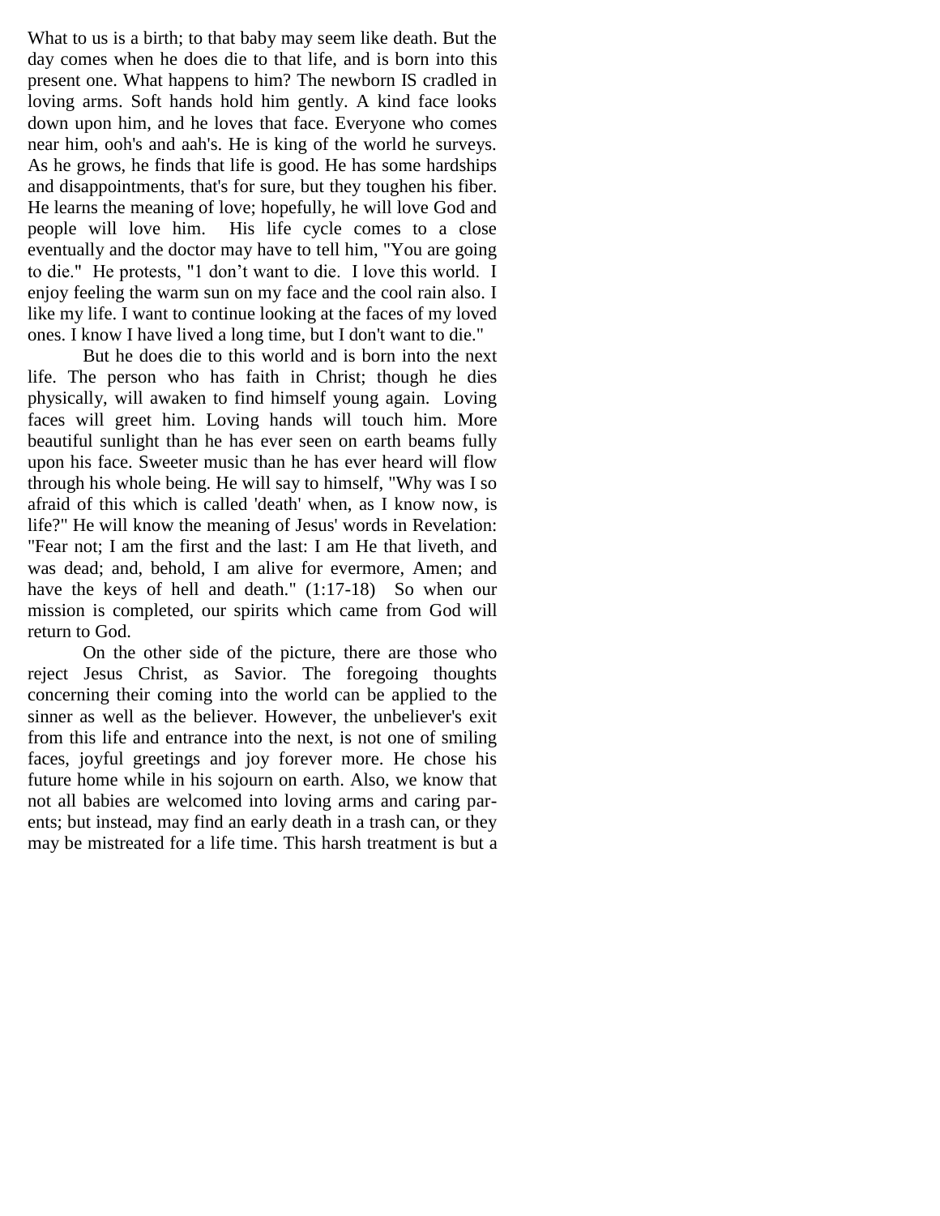What to us is a birth; to that baby may seem like death. But the day comes when he does die to that life, and is born into this present one. What happens to him? The newborn IS cradled in loving arms. Soft hands hold him gently. A kind face looks down upon him, and he loves that face. Everyone who comes near him, ooh's and aah's. He is king of the world he surveys. As he grows, he finds that life is good. He has some hardships and disappointments, that's for sure, but they toughen his fiber. He learns the meaning of love; hopefully, he will love God and people will love him. His life cycle comes to a close eventually and the doctor may have to tell him, "You are going to die." He protests, "1 don't want to die. I love this world. I enjoy feeling the warm sun on my face and the cool rain also. I like my life. I want to continue looking at the faces of my loved ones. I know I have lived a long time, but I don't want to die."

But he does die to this world and is born into the next life. The person who has faith in Christ; though he dies physically, will awaken to find himself young again. Loving faces will greet him. Loving hands will touch him. More beautiful sunlight than he has ever seen on earth beams fully upon his face. Sweeter music than he has ever heard will flow through his whole being. He will say to himself, "Why was I so afraid of this which is called 'death' when, as I know now, is life?" He will know the meaning of Jesus' words in Revelation: "Fear not; I am the first and the last: I am He that liveth, and was dead; and, behold, I am alive for evermore, Amen; and have the keys of hell and death." (1:17-18) So when our mission is completed, our spirits which came from God will return to God.

On the other side of the picture, there are those who reject Jesus Christ, as Savior. The foregoing thoughts concerning their coming into the world can be applied to the sinner as well as the believer. However, the unbeliever's exit from this life and entrance into the next, is not one of smiling faces, joyful greetings and joy forever more. He chose his future home while in his sojourn on earth. Also, we know that not all babies are welcomed into loving arms and caring parents; but instead, may find an early death in a trash can, or they may be mistreated for a life time. This harsh treatment is but a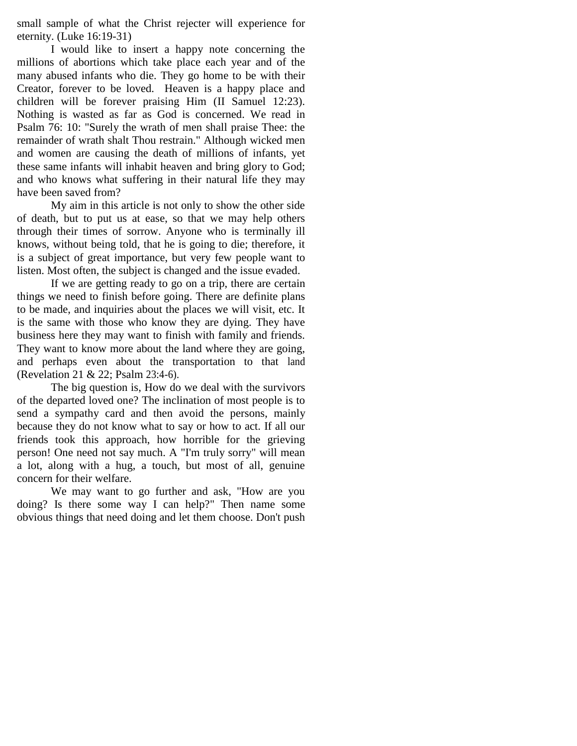small sample of what the Christ rejecter will experience for eternity. (Luke 16:19-31)

I would like to insert a happy note concerning the millions of abortions which take place each year and of the many abused infants who die. They go home to be with their Creator, forever to be loved. Heaven is a happy place and children will be forever praising Him (II Samuel 12:23). Nothing is wasted as far as God is concerned. We read in Psalm 76: 10: "Surely the wrath of men shall praise Thee: the remainder of wrath shalt Thou restrain." Although wicked men and women are causing the death of millions of infants, yet these same infants will inhabit heaven and bring glory to God; and who knows what suffering in their natural life they may have been saved from?

My aim in this article is not only to show the other side of death, but to put us at ease, so that we may help others through their times of sorrow. Anyone who is terminally ill knows, without being told, that he is going to die; therefore, it is a subject of great importance, but very few people want to listen. Most often, the subject is changed and the issue evaded.

If we are getting ready to go on a trip, there are certain things we need to finish before going. There are definite plans to be made, and inquiries about the places we will visit, etc. It is the same with those who know they are dying. They have business here they may want to finish with family and friends. They want to know more about the land where they are going, and perhaps even about the transportation to that land (Revelation 21 & 22; Psalm 23:4-6).

The big question is, How do we deal with the survivors of the departed loved one? The inclination of most people is to send a sympathy card and then avoid the persons, mainly because they do not know what to say or how to act. If all our friends took this approach, how horrible for the grieving person! One need not say much. A "I'm truly sorry" will mean a lot, along with a hug, a touch, but most of all, genuine concern for their welfare.

We may want to go further and ask, "How are you doing? Is there some way I can help?" Then name some obvious things that need doing and let them choose. Don't push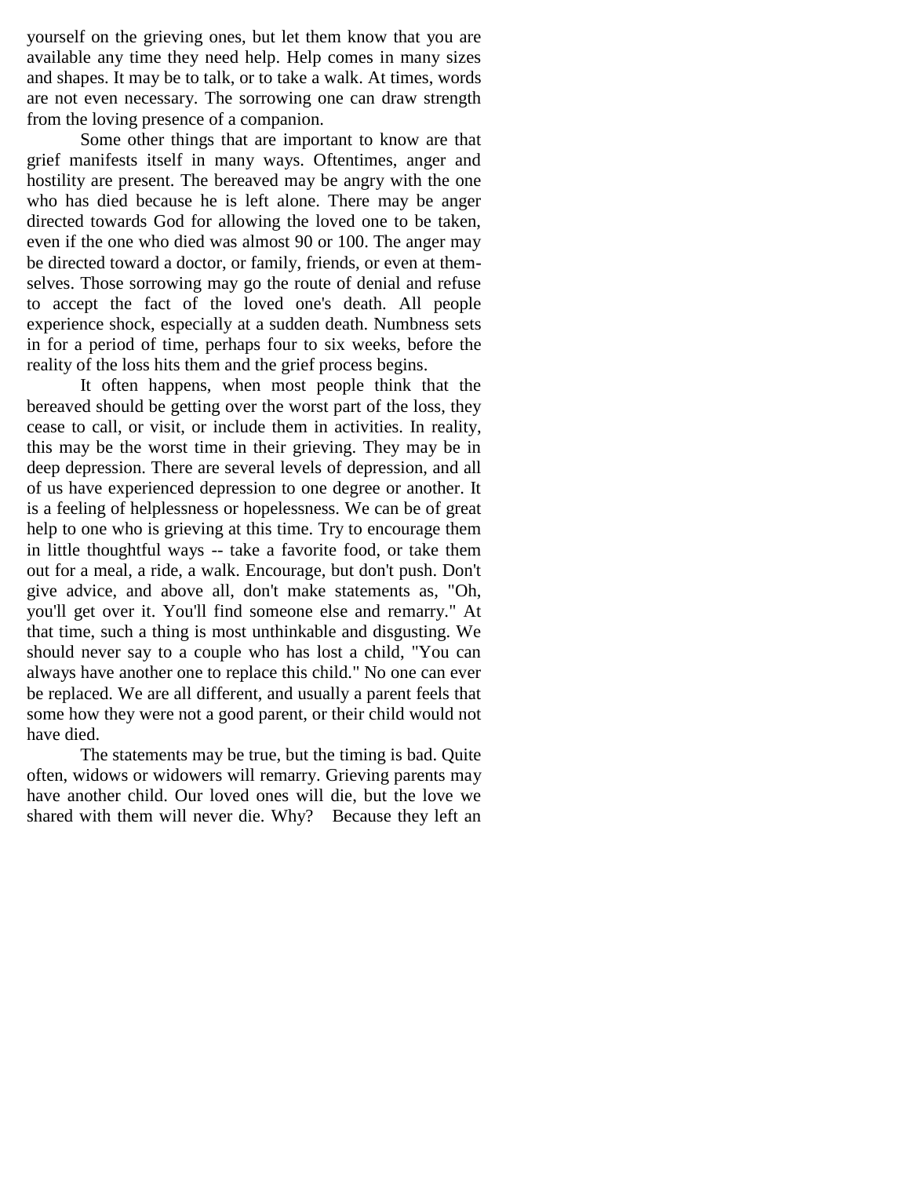yourself on the grieving ones, but let them know that you are available any time they need help. Help comes in many sizes and shapes. It may be to talk, or to take a walk. At times, words are not even necessary. The sorrowing one can draw strength from the loving presence of a companion.

Some other things that are important to know are that grief manifests itself in many ways. Oftentimes, anger and hostility are present. The bereaved may be angry with the one who has died because he is left alone. There may be anger directed towards God for allowing the loved one to be taken, even if the one who died was almost 90 or 100. The anger may be directed toward a doctor, or family, friends, or even at themselves. Those sorrowing may go the route of denial and refuse to accept the fact of the loved one's death. All people experience shock, especially at a sudden death. Numbness sets in for a period of time, perhaps four to six weeks, before the reality of the loss hits them and the grief process begins.

It often happens, when most people think that the bereaved should be getting over the worst part of the loss, they cease to call, or visit, or include them in activities. In reality, this may be the worst time in their grieving. They may be in deep depression. There are several levels of depression, and all of us have experienced depression to one degree or another. It is a feeling of helplessness or hopelessness. We can be of great help to one who is grieving at this time. Try to encourage them in little thoughtful ways -- take a favorite food, or take them out for a meal, a ride, a walk. Encourage, but don't push. Don't give advice, and above all, don't make statements as, "Oh, you'll get over it. You'll find someone else and remarry." At that time, such a thing is most unthinkable and disgusting. We should never say to a couple who has lost a child, "You can always have another one to replace this child." No one can ever be replaced. We are all different, and usually a parent feels that some how they were not a good parent, or their child would not have died.

The statements may be true, but the timing is bad. Quite often, widows or widowers will remarry. Grieving parents may have another child. Our loved ones will die, but the love we shared with them will never die. Why? Because they left an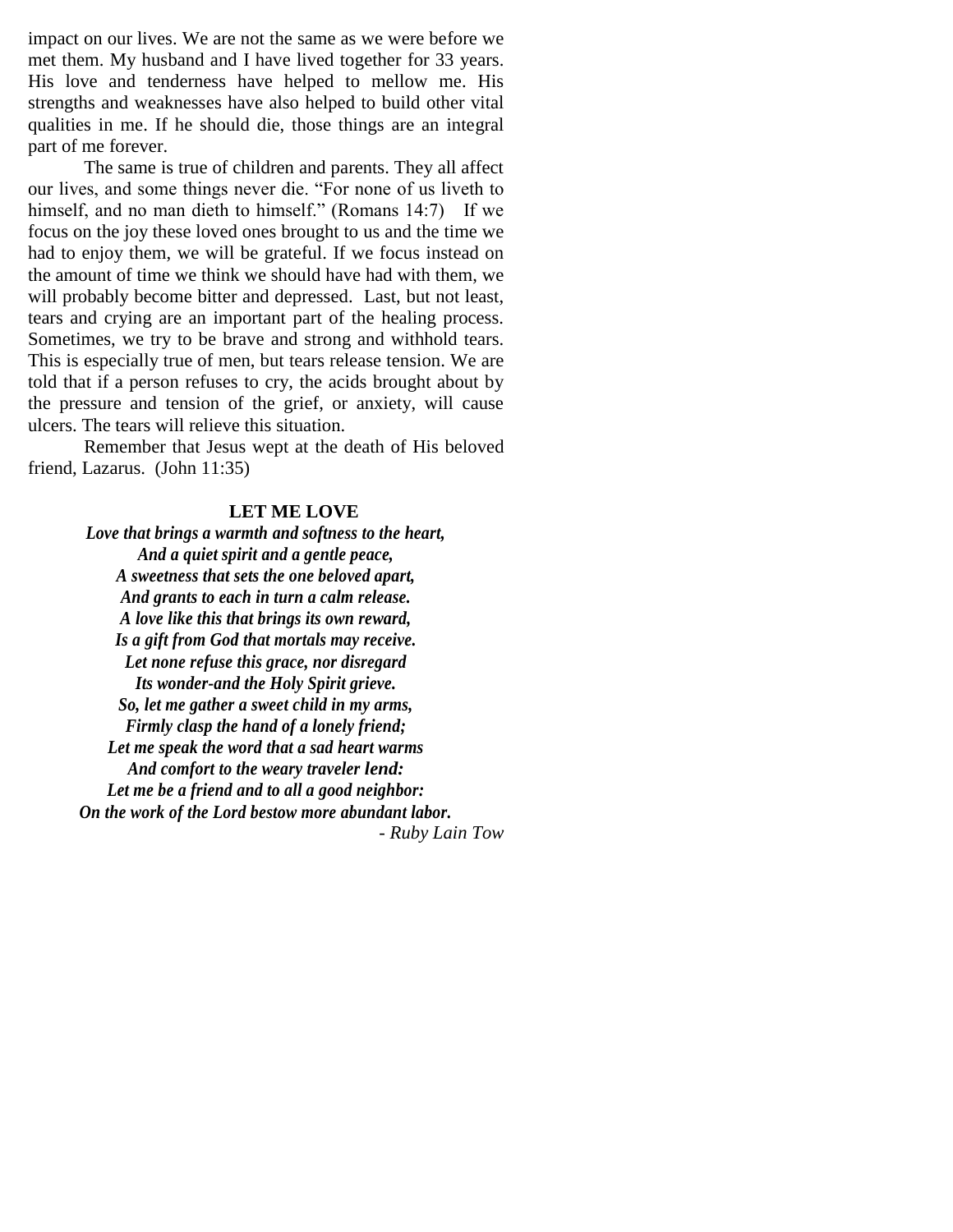impact on our lives. We are not the same as we were before we met them. My husband and I have lived together for 33 years. His love and tenderness have helped to mellow me. His strengths and weaknesses have also helped to build other vital qualities in me. If he should die, those things are an integral part of me forever.

The same is true of children and parents. They all affect our lives, and some things never die. "For none of us liveth to himself, and no man dieth to himself." (Romans 14:7) If we focus on the joy these loved ones brought to us and the time we had to enjoy them, we will be grateful. If we focus instead on the amount of time we think we should have had with them, we will probably become bitter and depressed. Last, but not least, tears and crying are an important part of the healing process. Sometimes, we try to be brave and strong and withhold tears. This is especially true of men, but tears release tension. We are told that if a person refuses to cry, the acids brought about by the pressure and tension of the grief, or anxiety, will cause ulcers. The tears will relieve this situation.

Remember that Jesus wept at the death of His beloved friend, Lazarus. (John 11:35)

**LET ME LOVE**

***Love that brings a warmth and softness to the heart,***
***And a quiet spirit and a gentle peace,***
***A sweetness that sets the one beloved apart,***
***And grants to each in turn a calm release.***
***A love like this that brings its own reward,***
***Is a gift from God that mortals may receive.***
***Let none refuse this grace, nor disregard***
***Its wonder-and the Holy Spirit grieve.***
***So, let me gather a sweet child in my arms,***
***Firmly clasp the hand of a lonely friend;***
***Let me speak the word that a sad heart warms***
***And comfort to the weary traveler lend:***
***Let me be a friend and to all a good neighbor:***
***On the work of the Lord bestow more abundant labor.***

*- Ruby Lain Tow*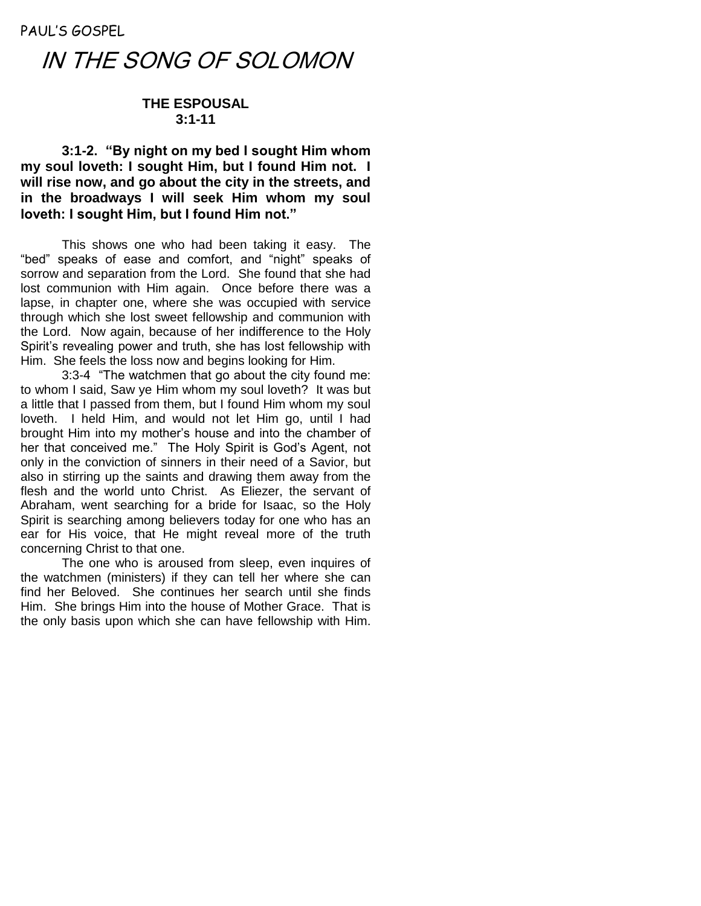PAUL'S GOSPEL

# IN THE SONG OF SOLOMON

### THE ESPOUSAL
### 3:1-11

**3:1-2. "By night on my bed I sought Him whom my soul loveth: I sought Him, but I found Him not. I will rise now, and go about the city in the streets, and in the broadways I will seek Him whom my soul loveth: I sought Him, but I found Him not."**

This shows one who had been taking it easy. The "bed" speaks of ease and comfort, and "night" speaks of sorrow and separation from the Lord. She found that she had lost communion with Him again. Once before there was a lapse, in chapter one, where she was occupied with service through which she lost sweet fellowship and communion with the Lord. Now again, because of her indifference to the Holy Spirit's revealing power and truth, she has lost fellowship with Him. She feels the loss now and begins looking for Him.

3:3-4 "The watchmen that go about the city found me: to whom I said, Saw ye Him whom my soul loveth? It was but a little that I passed from them, but I found Him whom my soul loveth. I held Him, and would not let Him go, until I had brought Him into my mother's house and into the chamber of her that conceived me." The Holy Spirit is God's Agent, not only in the conviction of sinners in their need of a Savior, but also in stirring up the saints and drawing them away from the flesh and the world unto Christ. As Eliezer, the servant of Abraham, went searching for a bride for Isaac, so the Holy Spirit is searching among believers today for one who has an ear for His voice, that He might reveal more of the truth concerning Christ to that one.

The one who is aroused from sleep, even inquires of the watchmen (ministers) if they can tell her where she can find her Beloved. She continues her search until she finds Him. She brings Him into the house of Mother Grace. That is the only basis upon which she can have fellowship with Him.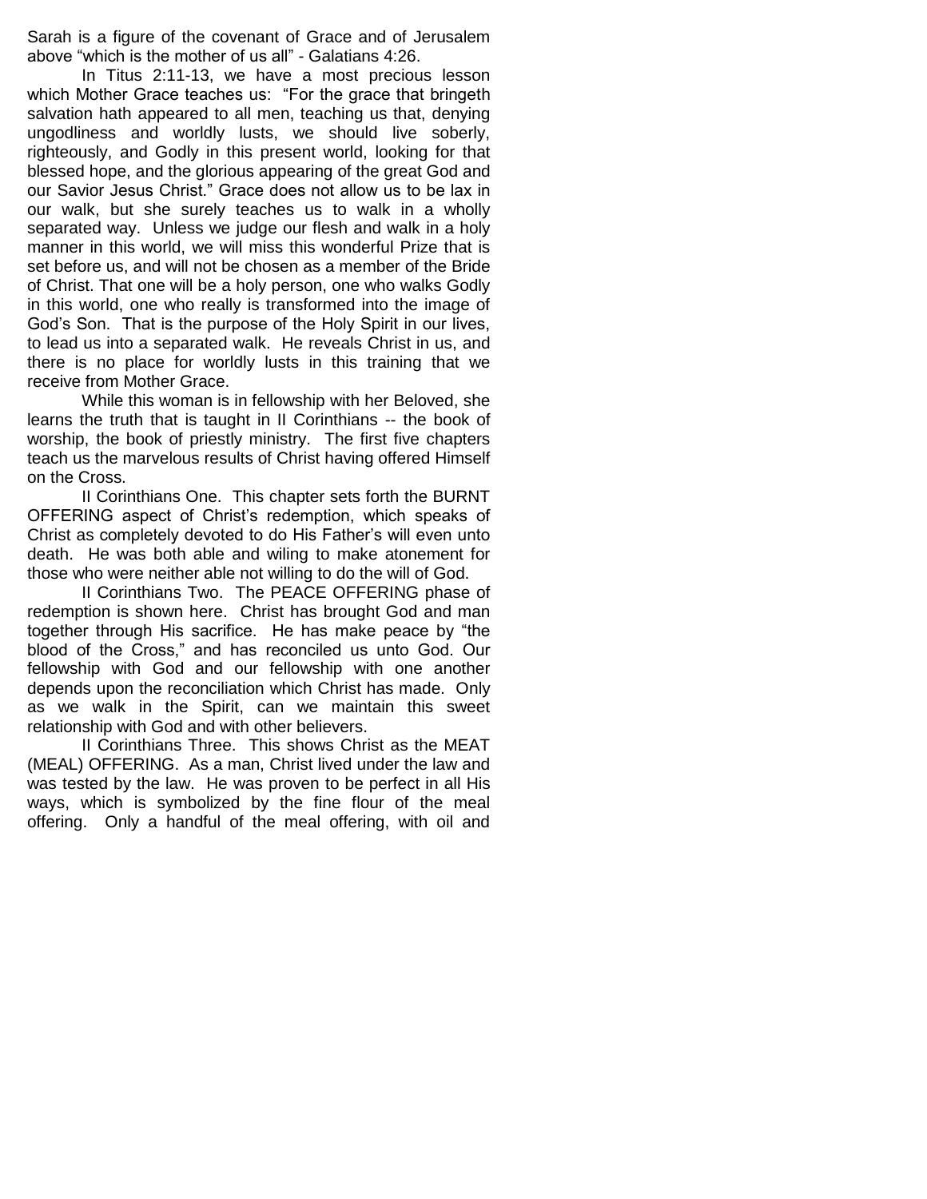Sarah is a figure of the covenant of Grace and of Jerusalem above "which is the mother of us all" - Galatians 4:26.

In Titus 2:11-13, we have a most precious lesson which Mother Grace teaches us: "For the grace that bringeth salvation hath appeared to all men, teaching us that, denying ungodliness and worldly lusts, we should live soberly, righteously, and Godly in this present world, looking for that blessed hope, and the glorious appearing of the great God and our Savior Jesus Christ." Grace does not allow us to be lax in our walk, but she surely teaches us to walk in a wholly separated way. Unless we judge our flesh and walk in a holy manner in this world, we will miss this wonderful Prize that is set before us, and will not be chosen as a member of the Bride of Christ. That one will be a holy person, one who walks Godly in this world, one who really is transformed into the image of God's Son. That is the purpose of the Holy Spirit in our lives, to lead us into a separated walk. He reveals Christ in us, and there is no place for worldly lusts in this training that we receive from Mother Grace.

While this woman is in fellowship with her Beloved, she learns the truth that is taught in II Corinthians -- the book of worship, the book of priestly ministry. The first five chapters teach us the marvelous results of Christ having offered Himself on the Cross.

II Corinthians One. This chapter sets forth the BURNT OFFERING aspect of Christ's redemption, which speaks of Christ as completely devoted to do His Father's will even unto death. He was both able and wiling to make atonement for those who were neither able not willing to do the will of God.

II Corinthians Two. The PEACE OFFERING phase of redemption is shown here. Christ has brought God and man together through His sacrifice. He has make peace by "the blood of the Cross," and has reconciled us unto God. Our fellowship with God and our fellowship with one another depends upon the reconciliation which Christ has made. Only as we walk in the Spirit, can we maintain this sweet relationship with God and with other believers.

II Corinthians Three. This shows Christ as the MEAT (MEAL) OFFERING. As a man, Christ lived under the law and was tested by the law. He was proven to be perfect in all His ways, which is symbolized by the fine flour of the meal offering. Only a handful of the meal offering, with oil and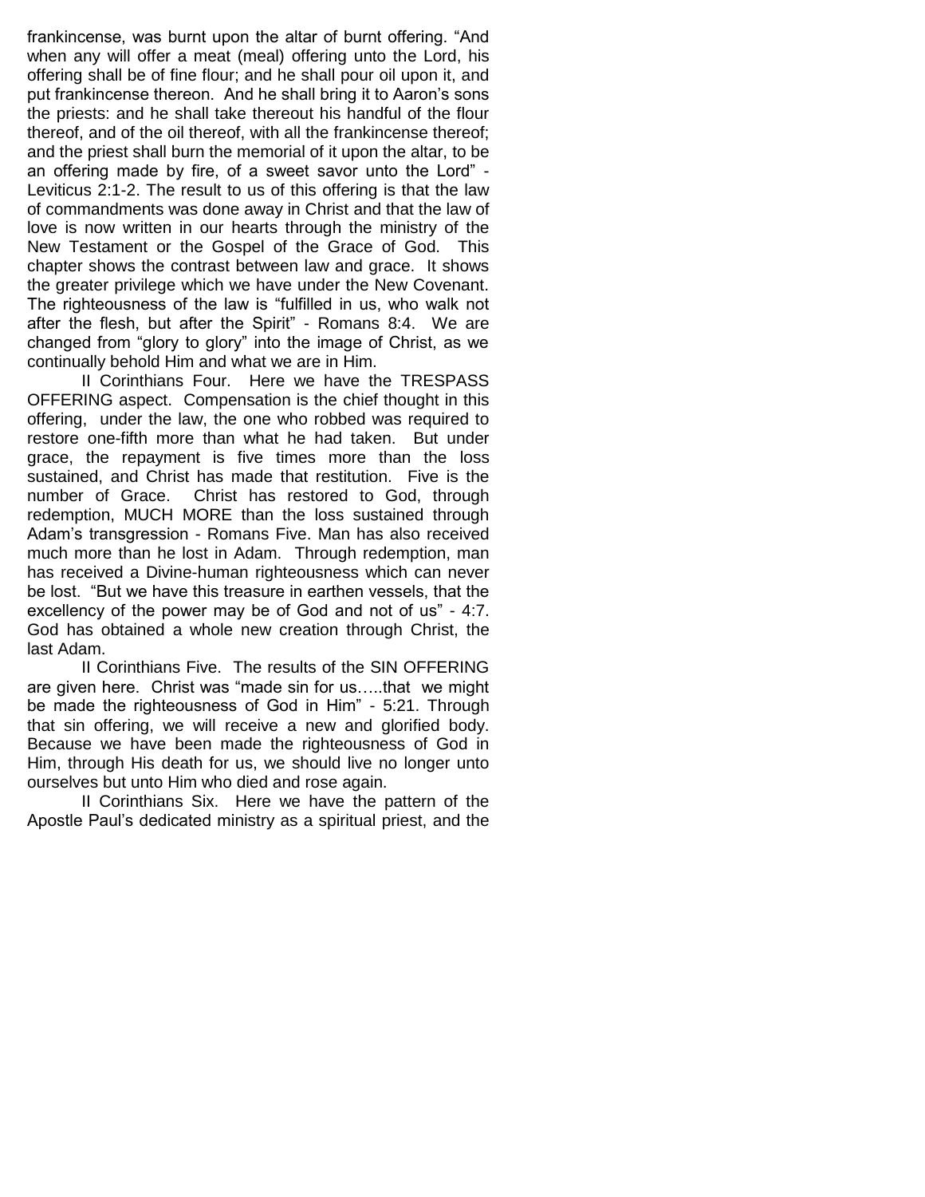frankincense, was burnt upon the altar of burnt offering. "And when any will offer a meat (meal) offering unto the Lord, his offering shall be of fine flour; and he shall pour oil upon it, and put frankincense thereon. And he shall bring it to Aaron's sons the priests: and he shall take thereout his handful of the flour thereof, and of the oil thereof, with all the frankincense thereof; and the priest shall burn the memorial of it upon the altar, to be an offering made by fire, of a sweet savor unto the Lord" - Leviticus 2:1-2. The result to us of this offering is that the law of commandments was done away in Christ and that the law of love is now written in our hearts through the ministry of the New Testament or the Gospel of the Grace of God. This chapter shows the contrast between law and grace. It shows the greater privilege which we have under the New Covenant. The righteousness of the law is "fulfilled in us, who walk not after the flesh, but after the Spirit" - Romans 8:4. We are changed from "glory to glory" into the image of Christ, as we continually behold Him and what we are in Him.

II Corinthians Four. Here we have the TRESPASS OFFERING aspect. Compensation is the chief thought in this offering, under the law, the one who robbed was required to restore one-fifth more than what he had taken. But under grace, the repayment is five times more than the loss sustained, and Christ has made that restitution. Five is the number of Grace. Christ has restored to God, through redemption, MUCH MORE than the loss sustained through Adam's transgression - Romans Five. Man has also received much more than he lost in Adam. Through redemption, man has received a Divine-human righteousness which can never be lost. "But we have this treasure in earthen vessels, that the excellency of the power may be of God and not of us" - 4:7. God has obtained a whole new creation through Christ, the last Adam.

II Corinthians Five. The results of the SIN OFFERING are given here. Christ was "made sin for us…..that we might be made the righteousness of God in Him" - 5:21. Through that sin offering, we will receive a new and glorified body. Because we have been made the righteousness of God in Him, through His death for us, we should live no longer unto ourselves but unto Him who died and rose again.

II Corinthians Six. Here we have the pattern of the Apostle Paul's dedicated ministry as a spiritual priest, and the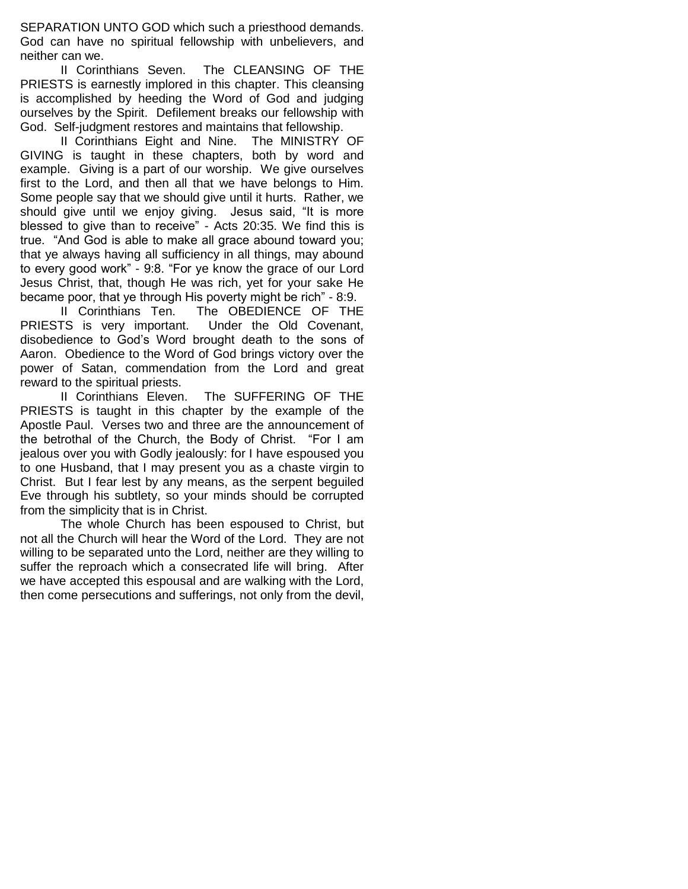SEPARATION UNTO GOD which such a priesthood demands. God can have no spiritual fellowship with unbelievers, and neither can we.

II Corinthians Seven. The CLEANSING OF THE PRIESTS is earnestly implored in this chapter. This cleansing is accomplished by heeding the Word of God and judging ourselves by the Spirit. Defilement breaks our fellowship with God. Self-judgment restores and maintains that fellowship.

II Corinthians Eight and Nine. The MINISTRY OF GIVING is taught in these chapters, both by word and example. Giving is a part of our worship. We give ourselves first to the Lord, and then all that we have belongs to Him. Some people say that we should give until it hurts. Rather, we should give until we enjoy giving. Jesus said, "It is more blessed to give than to receive" - Acts 20:35. We find this is true. "And God is able to make all grace abound toward you; that ye always having all sufficiency in all things, may abound to every good work" - 9:8. "For ye know the grace of our Lord Jesus Christ, that, though He was rich, yet for your sake He became poor, that ye through His poverty might be rich" - 8:9.

II Corinthians Ten. The OBEDIENCE OF THE PRIESTS is very important. Under the Old Covenant, disobedience to God's Word brought death to the sons of Aaron. Obedience to the Word of God brings victory over the power of Satan, commendation from the Lord and great reward to the spiritual priests.

II Corinthians Eleven. The SUFFERING OF THE PRIESTS is taught in this chapter by the example of the Apostle Paul. Verses two and three are the announcement of the betrothal of the Church, the Body of Christ. "For I am jealous over you with Godly jealously: for I have espoused you to one Husband, that I may present you as a chaste virgin to Christ. But I fear lest by any means, as the serpent beguiled Eve through his subtlety, so your minds should be corrupted from the simplicity that is in Christ.

The whole Church has been espoused to Christ, but not all the Church will hear the Word of the Lord. They are not willing to be separated unto the Lord, neither are they willing to suffer the reproach which a consecrated life will bring. After we have accepted this espousal and are walking with the Lord, then come persecutions and sufferings, not only from the devil,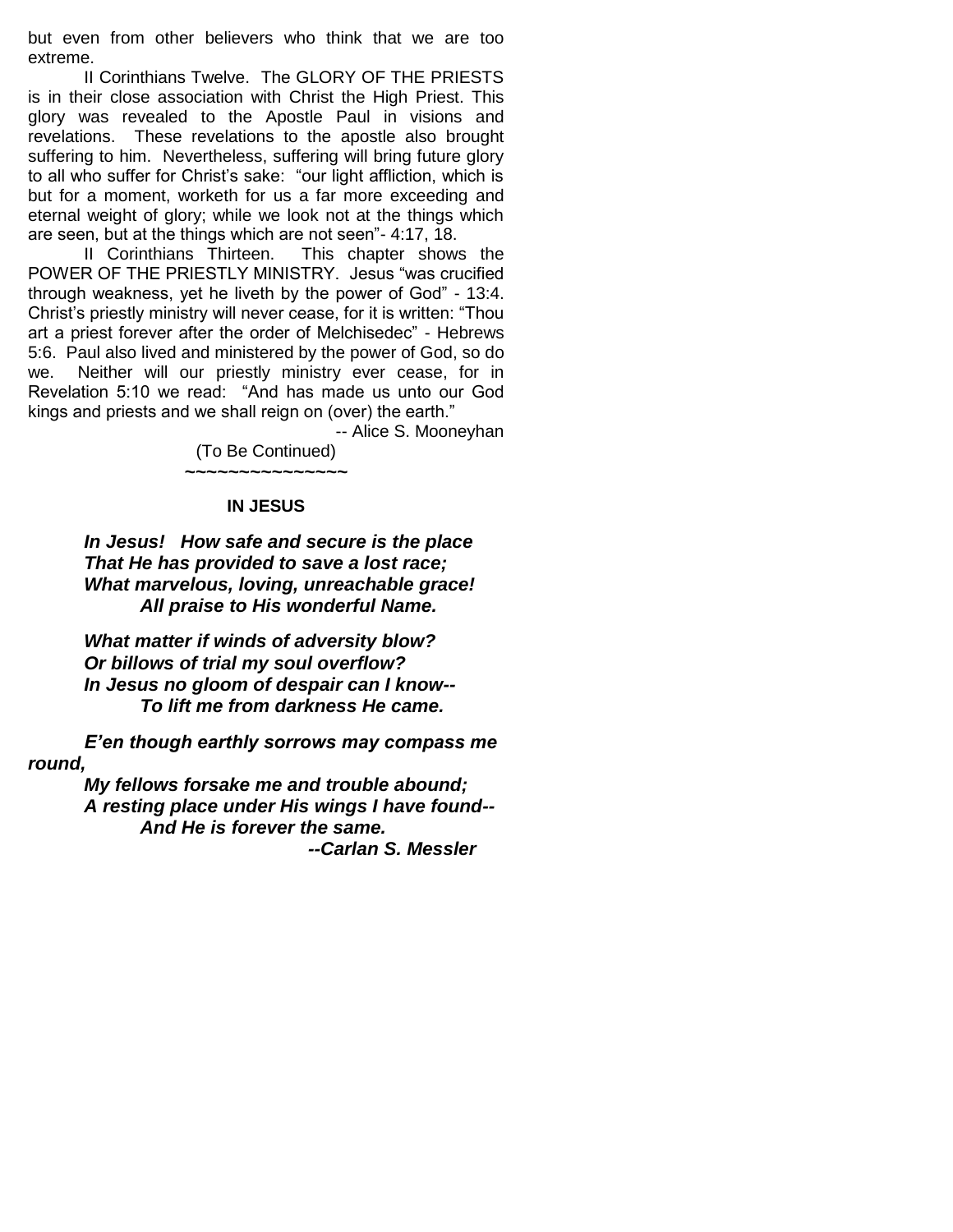but even from other believers who think that we are too extreme.

II Corinthians Twelve. The GLORY OF THE PRIESTS is in their close association with Christ the High Priest. This glory was revealed to the Apostle Paul in visions and revelations. These revelations to the apostle also brought suffering to him. Nevertheless, suffering will bring future glory to all who suffer for Christ's sake: "our light affliction, which is but for a moment, worketh for us a far more exceeding and eternal weight of glory; while we look not at the things which are seen, but at the things which are not seen"- 4:17, 18.

II Corinthians Thirteen. This chapter shows the POWER OF THE PRIESTLY MINISTRY. Jesus "was crucified through weakness, yet he liveth by the power of God" - 13:4. Christ's priestly ministry will never cease, for it is written: "Thou art a priest forever after the order of Melchisedec" - Hebrews 5:6. Paul also lived and ministered by the power of God, so do we. Neither will our priestly ministry ever cease, for in Revelation 5:10 we read: "And has made us unto our God kings and priests and we shall reign on (over) the earth."

-- Alice S. Mooneyhan

(To Be Continued)

~~~~~~~~~~~~~~~

**IN JESUS**

***In Jesus! How safe and secure is the place***
***That He has provided to save a lost race;***
***What marvelous, loving, unreachable grace!***
***All praise to His wonderful Name.***

***What matter if winds of adversity blow?***
***Or billows of trial my soul overflow?***
***In Jesus no gloom of despair can I know--***
***To lift me from darkness He came.***

***E'en though earthly sorrows may compass me round,***
***My fellows forsake me and trouble abound;***
***A resting place under His wings I have found--***
***And He is forever the same.***

***--Carlan S. Messler***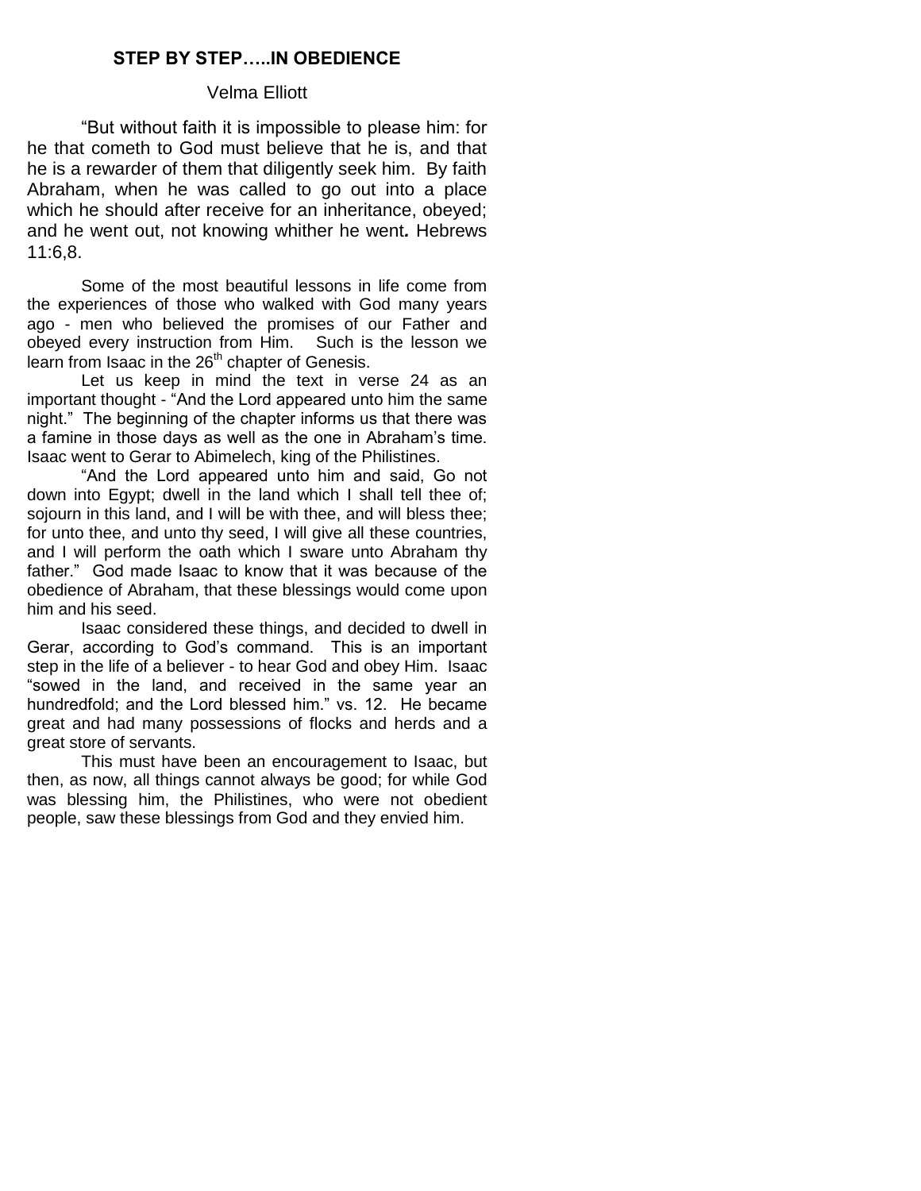## STEP BY STEP…..IN OBEDIENCE

Velma Elliott

"But without faith it is impossible to please him: for he that cometh to God must believe that he is, and that he is a rewarder of them that diligently seek him. By faith Abraham, when he was called to go out into a place which he should after receive for an inheritance, obeyed; and he went out, not knowing whither he went*.* Hebrews 11:6,8.

Some of the most beautiful lessons in life come from the experiences of those who walked with God many years ago - men who believed the promises of our Father and obeyed every instruction from Him. Such is the lesson we learn from Isaac in the 26th chapter of Genesis.

Let us keep in mind the text in verse 24 as an important thought - "And the Lord appeared unto him the same night." The beginning of the chapter informs us that there was a famine in those days as well as the one in Abraham's time. Isaac went to Gerar to Abimelech, king of the Philistines.

"And the Lord appeared unto him and said, Go not down into Egypt; dwell in the land which I shall tell thee of; sojourn in this land, and I will be with thee, and will bless thee; for unto thee, and unto thy seed, I will give all these countries, and I will perform the oath which I sware unto Abraham thy father." God made Isaac to know that it was because of the obedience of Abraham, that these blessings would come upon him and his seed.

Isaac considered these things, and decided to dwell in Gerar, according to God's command. This is an important step in the life of a believer - to hear God and obey Him. Isaac "sowed in the land, and received in the same year an hundredfold; and the Lord blessed him." vs. 12. He became great and had many possessions of flocks and herds and a great store of servants.

This must have been an encouragement to Isaac, but then, as now, all things cannot always be good; for while God was blessing him, the Philistines, who were not obedient people, saw these blessings from God and they envied him.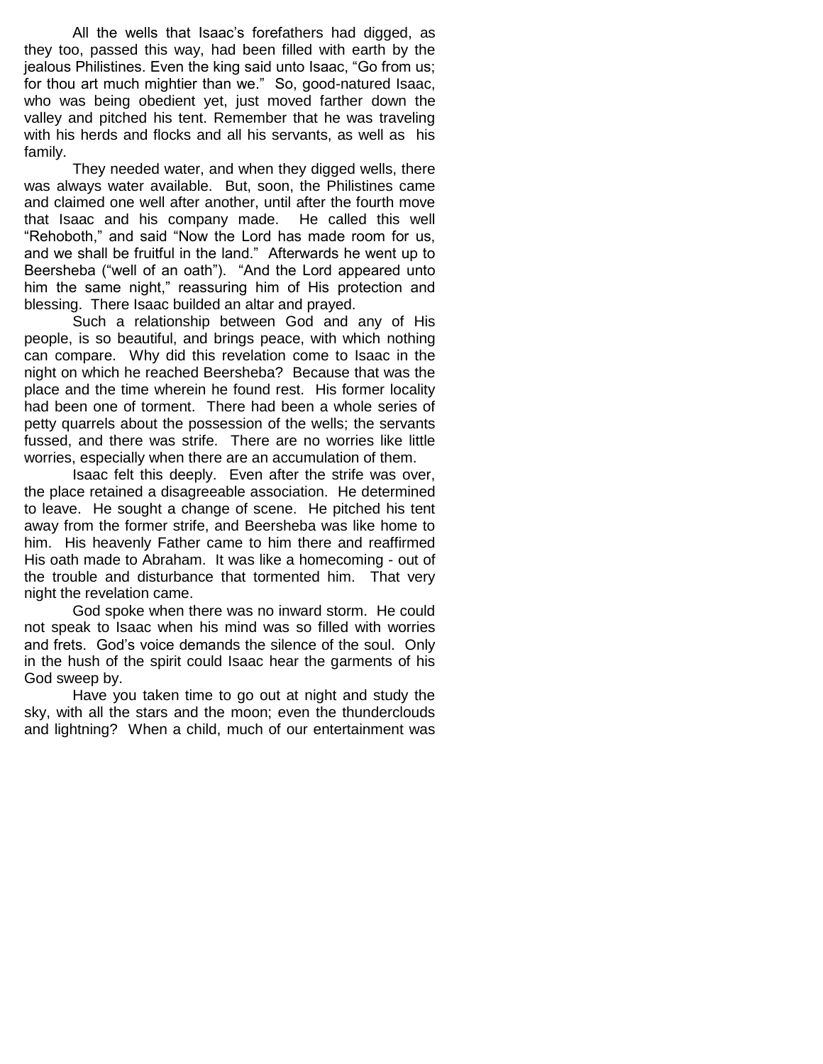All the wells that Isaac's forefathers had digged, as they too, passed this way, had been filled with earth by the jealous Philistines. Even the king said unto Isaac, "Go from us; for thou art much mightier than we." So, good-natured Isaac, who was being obedient yet, just moved farther down the valley and pitched his tent. Remember that he was traveling with his herds and flocks and all his servants, as well as his family.

They needed water, and when they digged wells, there was always water available. But, soon, the Philistines came and claimed one well after another, until after the fourth move that Isaac and his company made. He called this well "Rehoboth," and said "Now the Lord has made room for us, and we shall be fruitful in the land." Afterwards he went up to Beersheba ("well of an oath"). "And the Lord appeared unto him the same night," reassuring him of His protection and blessing. There Isaac built an altar and prayed.

Such a relationship between God and any of His people, is so beautiful, and brings peace, with which nothing can compare. Why did this revelation come to Isaac in the night on which he reached Beersheba? Because that was the place and the time wherein he found rest. His former locality had been one of torment. There had been a whole series of petty quarrels about the possession of the wells; the servants fussed, and there was strife. There are no worries like little worries, especially when there are an accumulation of them.

Isaac felt this deeply. Even after the strife was over, the place retained a disagreeable association. He determined to leave. He sought a change of scene. He pitched his tent away from the former strife, and Beersheba was like home to him. His heavenly Father came to him there and reaffirmed His oath made to Abraham. It was like a homecoming - out of the trouble and disturbance that tormented him. That very night the revelation came.

God spoke when there was no inward storm. He could not speak to Isaac when his mind was so filled with worries and frets. God's voice demands the silence of the soul. Only in the hush of the spirit could Isaac hear the garments of his God sweep by.

Have you taken time to go out at night and study the sky, with all the stars and the moon; even the thunderclouds and lightning? When a child, much of our entertainment was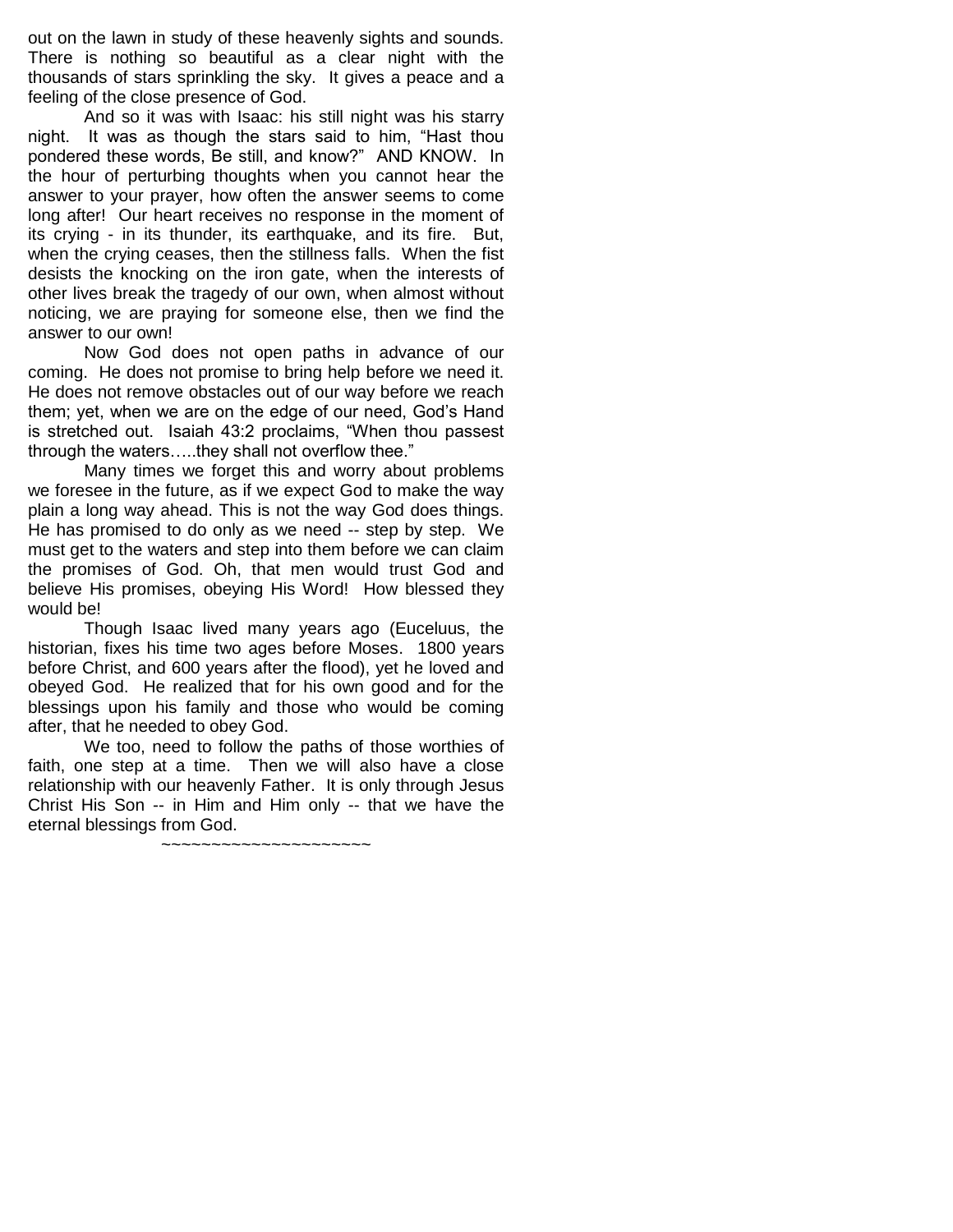out on the lawn in study of these heavenly sights and sounds. There is nothing so beautiful as a clear night with the thousands of stars sprinkling the sky. It gives a peace and a feeling of the close presence of God.

And so it was with Isaac: his still night was his starry night. It was as though the stars said to him, "Hast thou pondered these words, Be still, and know?" AND KNOW. In the hour of perturbing thoughts when you cannot hear the answer to your prayer, how often the answer seems to come long after! Our heart receives no response in the moment of its crying - in its thunder, its earthquake, and its fire. But, when the crying ceases, then the stillness falls. When the fist desists the knocking on the iron gate, when the interests of other lives break the tragedy of our own, when almost without noticing, we are praying for someone else, then we find the answer to our own!

Now God does not open paths in advance of our coming. He does not promise to bring help before we need it. He does not remove obstacles out of our way before we reach them; yet, when we are on the edge of our need, God's Hand is stretched out. Isaiah 43:2 proclaims, "When thou passest through the waters…..they shall not overflow thee."

Many times we forget this and worry about problems we foresee in the future, as if we expect God to make the way plain a long way ahead. This is not the way God does things. He has promised to do only as we need -- step by step. We must get to the waters and step into them before we can claim the promises of God. Oh, that men would trust God and believe His promises, obeying His Word! How blessed they would be!

Though Isaac lived many years ago (Euceluus, the historian, fixes his time two ages before Moses. 1800 years before Christ, and 600 years after the flood), yet he loved and obeyed God. He realized that for his own good and for the blessings upon his family and those who would be coming after, that he needed to obey God.

We too, need to follow the paths of those worthies of faith, one step at a time. Then we will also have a close relationship with our heavenly Father. It is only through Jesus Christ His Son -- in Him and Him only -- that we have the eternal blessings from God.

~~~~~~~~~~~~~~~~~~~~~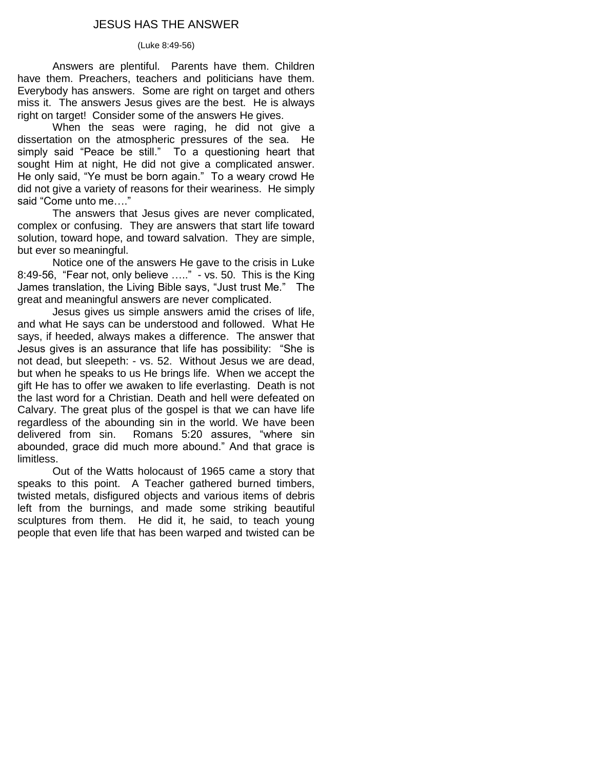# JESUS HAS THE ANSWER

(Luke 8:49-56)

Answers are plentiful. Parents have them. Children have them. Preachers, teachers and politicians have them. Everybody has answers. Some are right on target and others miss it. The answers Jesus gives are the best. He is always right on target! Consider some of the answers He gives.

When the seas were raging, he did not give a dissertation on the atmospheric pressures of the sea. He simply said "Peace be still." To a questioning heart that sought Him at night, He did not give a complicated answer. He only said, "Ye must be born again." To a weary crowd He did not give a variety of reasons for their weariness. He simply said "Come unto me…."

The answers that Jesus gives are never complicated, complex or confusing. They are answers that start life toward solution, toward hope, and toward salvation. They are simple, but ever so meaningful.

Notice one of the answers He gave to the crisis in Luke 8:49-56, "Fear not, only believe ….." - vs. 50. This is the King James translation, the Living Bible says, "Just trust Me." The great and meaningful answers are never complicated.

Jesus gives us simple answers amid the crises of life, and what He says can be understood and followed. What He says, if heeded, always makes a difference. The answer that Jesus gives is an assurance that life has possibility: "She is not dead, but sleepeth: - vs. 52. Without Jesus we are dead, but when he speaks to us He brings life. When we accept the gift He has to offer we awaken to life everlasting. Death is not the last word for a Christian. Death and hell were defeated on Calvary. The great plus of the gospel is that we can have life regardless of the abounding sin in the world. We have been delivered from sin. Romans 5:20 assures, "where sin abounded, grace did much more abound." And that grace is limitless.

Out of the Watts holocaust of 1965 came a story that speaks to this point. A Teacher gathered burned timbers, twisted metals, disfigured objects and various items of debris left from the burnings, and made some striking beautiful sculptures from them. He did it, he said, to teach young people that even life that has been warped and twisted can be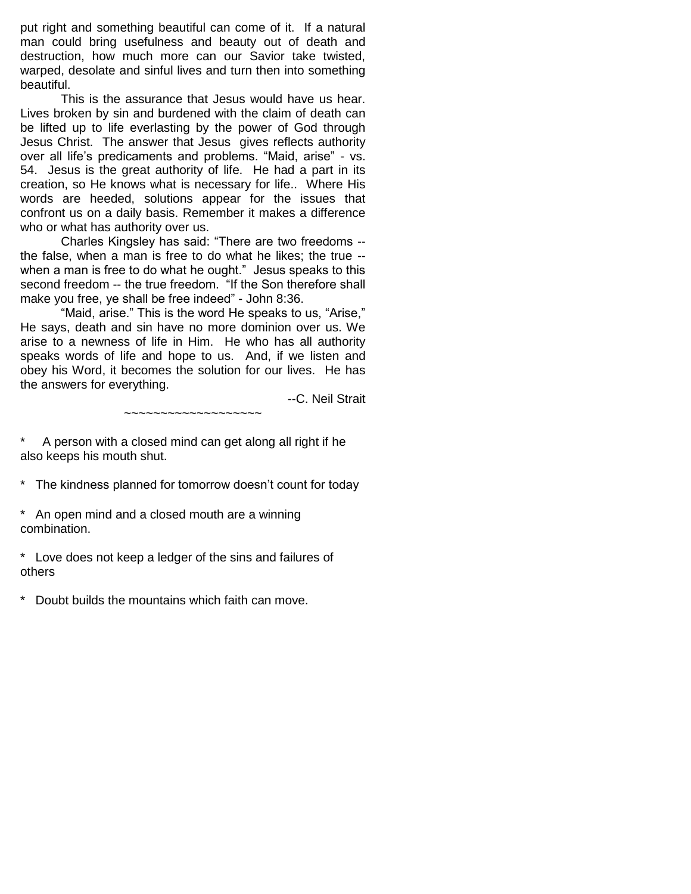put right and something beautiful can come of it. If a natural man could bring usefulness and beauty out of death and destruction, how much more can our Savior take twisted, warped, desolate and sinful lives and turn then into something beautiful.

This is the assurance that Jesus would have us hear. Lives broken by sin and burdened with the claim of death can be lifted up to life everlasting by the power of God through Jesus Christ. The answer that Jesus gives reflects authority over all life's predicaments and problems. "Maid, arise" - vs. 54. Jesus is the great authority of life. He had a part in its creation, so He knows what is necessary for life.. Where His words are heeded, solutions appear for the issues that confront us on a daily basis. Remember it makes a difference who or what has authority over us.

Charles Kingsley has said: "There are two freedoms -- the false, when a man is free to do what he likes; the true -- when a man is free to do what he ought." Jesus speaks to this second freedom -- the true freedom. "If the Son therefore shall make you free, ye shall be free indeed" - John 8:36.

"Maid, arise." This is the word He speaks to us, "Arise," He says, death and sin have no more dominion over us. We arise to a newness of life in Him. He who has all authority speaks words of life and hope to us. And, if we listen and obey his Word, it becomes the solution for our lives. He has the answers for everything.

--C. Neil Strait

~~~~~~~~~~~~~~~~~~~

* A person with a closed mind can get along all right if he also keeps his mouth shut.

* The kindness planned for tomorrow doesn't count for today

* An open mind and a closed mouth are a winning combination.

* Love does not keep a ledger of the sins and failures of others

* Doubt builds the mountains which faith can move.